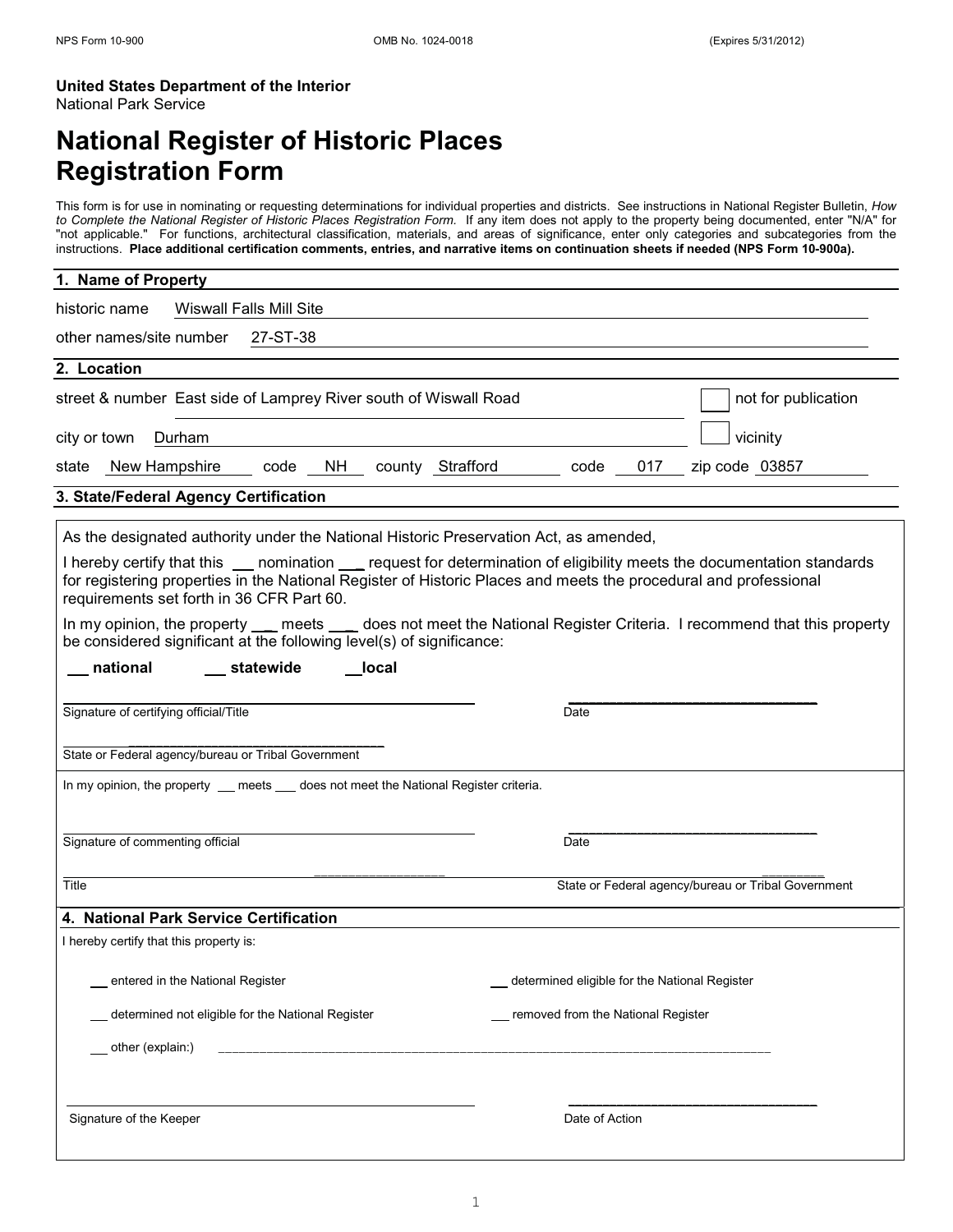NPS Form 10-900 OMB No. 1024-0018 (Expires 5/31/2012)

**United States Department of the Interior**
National Park Service

# National Register of Historic Places Registration Form

This form is for use in nominating or requesting determinations for individual properties and districts. See instructions in National Register Bulletin, *How to Complete the National Register of Historic Places Registration Form.* If any item does not apply to the property being documented, enter "N/A" for "not applicable." For functions, architectural classification, materials, and areas of significance, enter only categories and subcategories from the instructions. **Place additional certification comments, entries, and narrative items on continuation sheets if needed (NPS Form 10-900a).**

## 1. Name of Property

historic name Wiswall Falls Mill Site

other names/site number 27-ST-38

## 2. Location

street & number East side of Lamprey River south of Wiswall Road ☐ not for publication

city or town Durham ☐ vicinity

state New Hampshire code NH county Strafford code 017 zip code 03857

## 3. State/Federal Agency Certification

As the designated authority under the National Historic Preservation Act, as amended,

I hereby certify that this ___ nomination ___ request for determination of eligibility meets the documentation standards for registering properties in the National Register of Historic Places and meets the procedural and professional requirements set forth in 36 CFR Part 60.

In my opinion, the property ___ meets ___ does not meet the National Register Criteria. I recommend that this property be considered significant at the following level(s) of significance:

___ national ___ statewide ___ local

Signature of certifying official/Title ______________________ Date ______________________

State or Federal agency/bureau or Tribal Government ______________________

In my opinion, the property ___ meets ___ does not meet the National Register criteria.

Signature of commenting official ______________________ Date ______________________

Title ______________________ State or Federal agency/bureau or Tribal Government ______________________

## 4. National Park Service Certification

I hereby certify that this property is:

___ entered in the National Register

___ determined eligible for the National Register

___ determined not eligible for the National Register

___ removed from the National Register

___ other (explain:) ______________________

Signature of the Keeper ______________________ Date of Action ______________________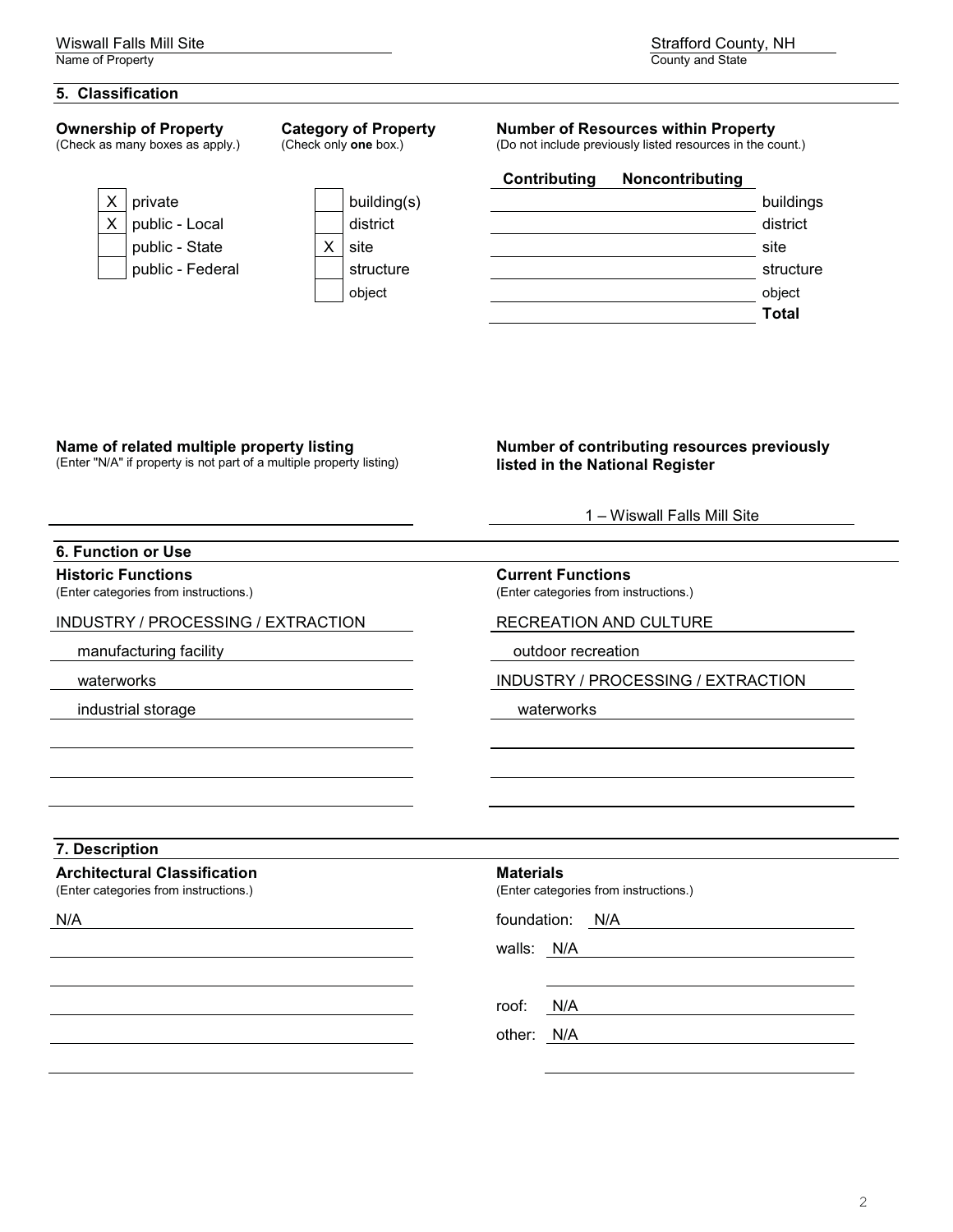Wiswall Falls Mill Site
Name of Property

Strafford County, NH
County and State

## 5. Classification

**Ownership of Property**
(Check as many boxes as apply.)

| | |
|---|---|
| X | private |
| X | public - Local |
| | public - State |
| | public - Federal |

**Category of Property**
(Check only **one** box.)

| | |
|---|---|
| | building(s) |
| | district |
| X | site |
| | structure |
| | object |

**Number of Resources within Property**
(Do not include previously listed resources in the count.)

| Contributing | Noncontributing | |
|---|---|---|
| | | buildings |
| | | district |
| | | site |
| | | structure |
| | | object |
| | | **Total** |

**Name of related multiple property listing**
(Enter "N/A" if property is not part of a multiple property listing)

**Number of contributing resources previously listed in the National Register**

1 – Wiswall Falls Mill Site

## 6. Function or Use

**Historic Functions**
(Enter categories from instructions.)

INDUSTRY / PROCESSING / EXTRACTION
- manufacturing facility
- waterworks
- industrial storage

**Current Functions**
(Enter categories from instructions.)

RECREATION AND CULTURE
- outdoor recreation

INDUSTRY / PROCESSING / EXTRACTION
- waterworks

## 7. Description

**Architectural Classification**
(Enter categories from instructions.)

N/A

**Materials**
(Enter categories from instructions.)

foundation: N/A

walls: N/A

roof: N/A

other: N/A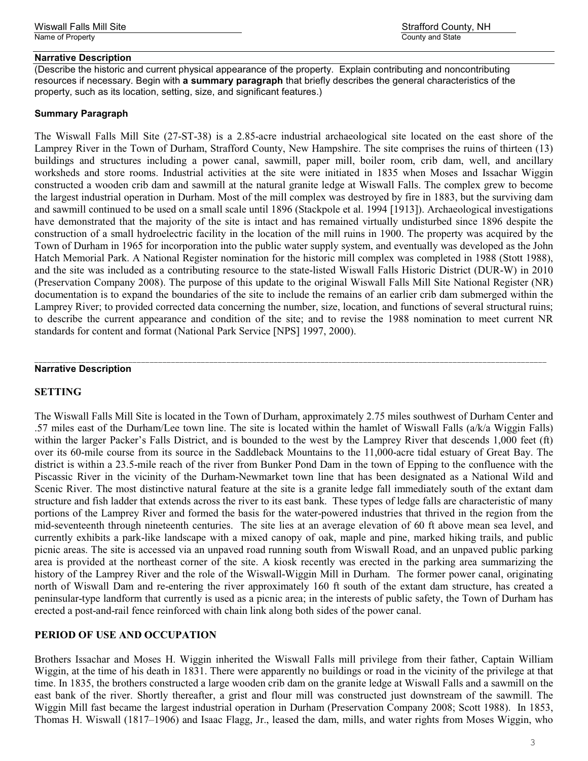**Narrative Description**

(Describe the historic and current physical appearance of the property. Explain contributing and noncontributing resources if necessary. Begin with **a summary paragraph** that briefly describes the general characteristics of the property, such as its location, setting, size, and significant features.)

**Summary Paragraph**

The Wiswall Falls Mill Site (27-ST-38) is a 2.85-acre industrial archaeological site located on the east shore of the Lamprey River in the Town of Durham, Strafford County, New Hampshire. The site comprises the ruins of thirteen (13) buildings and structures including a power canal, sawmill, paper mill, boiler room, crib dam, well, and ancillary worksheds and store rooms. Industrial activities at the site were initiated in 1835 when Moses and Issachar Wiggin constructed a wooden crib dam and sawmill at the natural granite ledge at Wiswall Falls. The complex grew to become the largest industrial operation in Durham. Most of the mill complex was destroyed by fire in 1883, but the surviving dam and sawmill continued to be used on a small scale until 1896 (Stackpole et al. 1994 [1913]). Archaeological investigations have demonstrated that the majority of the site is intact and has remained virtually undisturbed since 1896 despite the construction of a small hydroelectric facility in the location of the mill ruins in 1900. The property was acquired by the Town of Durham in 1965 for incorporation into the public water supply system, and eventually was developed as the John Hatch Memorial Park. A National Register nomination for the historic mill complex was completed in 1988 (Stott 1988), and the site was included as a contributing resource to the state-listed Wiswall Falls Historic District (DUR-W) in 2010 (Preservation Company 2008). The purpose of this update to the original Wiswall Falls Mill Site National Register (NR) documentation is to expand the boundaries of the site to include the remains of an earlier crib dam submerged within the Lamprey River; to provided corrected data concerning the number, size, location, and functions of several structural ruins; to describe the current appearance and condition of the site; and to revise the 1988 nomination to meet current NR standards for content and format (National Park Service [NPS] 1997, 2000).

---

**Narrative Description**

## SETTING

The Wiswall Falls Mill Site is located in the Town of Durham, approximately 2.75 miles southwest of Durham Center and .57 miles east of the Durham/Lee town line. The site is located within the hamlet of Wiswall Falls (a/k/a Wiggin Falls) within the larger Packer's Falls District, and is bounded to the west by the Lamprey River that descends 1,000 feet (ft) over its 60-mile course from its source in the Saddleback Mountains to the 11,000-acre tidal estuary of Great Bay. The district is within a 23.5-mile reach of the river from Bunker Pond Dam in the town of Epping to the confluence with the Piscassic River in the vicinity of the Durham-Newmarket town line that has been designated as a National Wild and Scenic River. The most distinctive natural feature at the site is a granite ledge fall immediately south of the extant dam structure and fish ladder that extends across the river to its east bank. These types of ledge falls are characteristic of many portions of the Lamprey River and formed the basis for the water-powered industries that thrived in the region from the mid-seventeenth through nineteenth centuries. The site lies at an average elevation of 60 ft above mean sea level, and currently exhibits a park-like landscape with a mixed canopy of oak, maple and pine, marked hiking trails, and public picnic areas. The site is accessed via an unpaved road running south from Wiswall Road, and an unpaved public parking area is provided at the northeast corner of the site. A kiosk recently was erected in the parking area summarizing the history of the Lamprey River and the role of the Wiswall-Wiggin Mill in Durham. The former power canal, originating north of Wiswall Dam and re-entering the river approximately 160 ft south of the extant dam structure, has created a peninsular-type landform that currently is used as a picnic area; in the interests of public safety, the Town of Durham has erected a post-and-rail fence reinforced with chain link along both sides of the power canal.

## PERIOD OF USE AND OCCUPATION

Brothers Issachar and Moses H. Wiggin inherited the Wiswall Falls mill privilege from their father, Captain William Wiggin, at the time of his death in 1831. There were apparently no buildings or road in the vicinity of the privilege at that time. In 1835, the brothers constructed a large wooden crib dam on the granite ledge at Wiswall Falls and a sawmill on the east bank of the river. Shortly thereafter, a grist and flour mill was constructed just downstream of the sawmill. The Wiggin Mill fast became the largest industrial operation in Durham (Preservation Company 2008; Scott 1988). In 1853, Thomas H. Wiswall (1817–1906) and Isaac Flagg, Jr., leased the dam, mills, and water rights from Moses Wiggin, who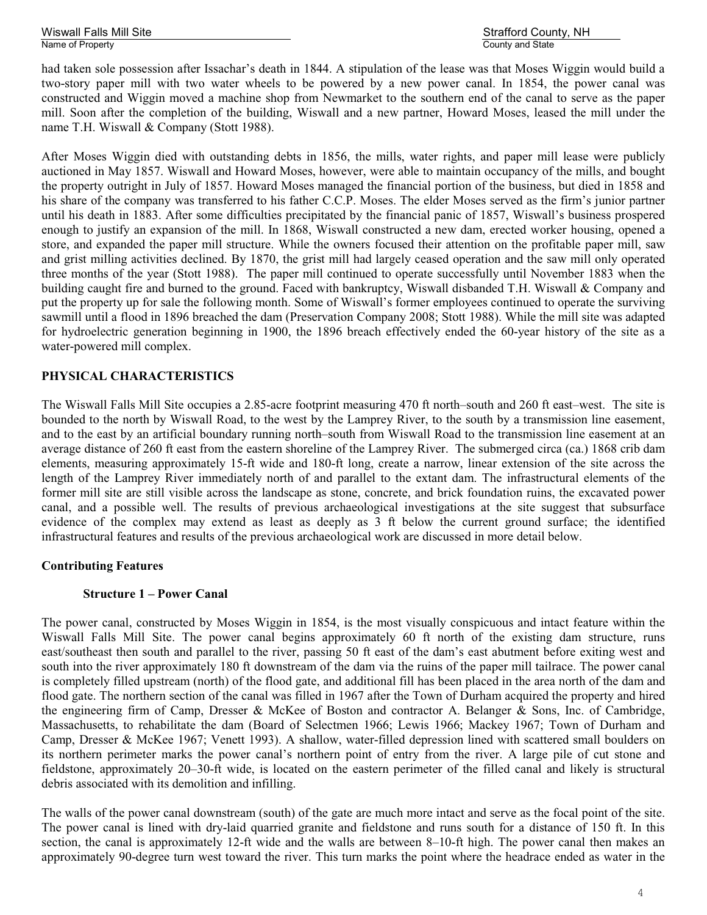had taken sole possession after Issachar's death in 1844. A stipulation of the lease was that Moses Wiggin would build a two-story paper mill with two water wheels to be powered by a new power canal. In 1854, the power canal was constructed and Wiggin moved a machine shop from Newmarket to the southern end of the canal to serve as the paper mill. Soon after the completion of the building, Wiswall and a new partner, Howard Moses, leased the mill under the name T.H. Wiswall & Company (Stott 1988).

After Moses Wiggin died with outstanding debts in 1856, the mills, water rights, and paper mill lease were publicly auctioned in May 1857. Wiswall and Howard Moses, however, were able to maintain occupancy of the mills, and bought the property outright in July of 1857. Howard Moses managed the financial portion of the business, but died in 1858 and his share of the company was transferred to his father C.C.P. Moses. The elder Moses served as the firm's junior partner until his death in 1883. After some difficulties precipitated by the financial panic of 1857, Wiswall's business prospered enough to justify an expansion of the mill. In 1868, Wiswall constructed a new dam, erected worker housing, opened a store, and expanded the paper mill structure. While the owners focused their attention on the profitable paper mill, saw and grist milling activities declined. By 1870, the grist mill had largely ceased operation and the saw mill only operated three months of the year (Stott 1988). The paper mill continued to operate successfully until November 1883 when the building caught fire and burned to the ground. Faced with bankruptcy, Wiswall disbanded T.H. Wiswall & Company and put the property up for sale the following month. Some of Wiswall's former employees continued to operate the surviving sawmill until a flood in 1896 breached the dam (Preservation Company 2008; Stott 1988). While the mill site was adapted for hydroelectric generation beginning in 1900, the 1896 breach effectively ended the 60-year history of the site as a water-powered mill complex.

## PHYSICAL CHARACTERISTICS

The Wiswall Falls Mill Site occupies a 2.85-acre footprint measuring 470 ft north–south and 260 ft east–west. The site is bounded to the north by Wiswall Road, to the west by the Lamprey River, to the south by a transmission line easement, and to the east by an artificial boundary running north–south from Wiswall Road to the transmission line easement at an average distance of 260 ft east from the eastern shoreline of the Lamprey River. The submerged circa (ca.) 1868 crib dam elements, measuring approximately 15-ft wide and 180-ft long, create a narrow, linear extension of the site across the length of the Lamprey River immediately north of and parallel to the extant dam. The infrastructural elements of the former mill site are still visible across the landscape as stone, concrete, and brick foundation ruins, the excavated power canal, and a possible well. The results of previous archaeological investigations at the site suggest that subsurface evidence of the complex may extend as least as deeply as 3 ft below the current ground surface; the identified infrastructural features and results of the previous archaeological work are discussed in more detail below.

### Contributing Features

#### Structure 1 – Power Canal

The power canal, constructed by Moses Wiggin in 1854, is the most visually conspicuous and intact feature within the Wiswall Falls Mill Site. The power canal begins approximately 60 ft north of the existing dam structure, runs east/southeast then south and parallel to the river, passing 50 ft east of the dam's east abutment before exiting west and south into the river approximately 180 ft downstream of the dam via the ruins of the paper mill tailrace. The power canal is completely filled upstream (north) of the flood gate, and additional fill has been placed in the area north of the dam and flood gate. The northern section of the canal was filled in 1967 after the Town of Durham acquired the property and hired the engineering firm of Camp, Dresser & McKee of Boston and contractor A. Belanger & Sons, Inc. of Cambridge, Massachusetts, to rehabilitate the dam (Board of Selectmen 1966; Lewis 1966; Mackey 1967; Town of Durham and Camp, Dresser & McKee 1967; Venett 1993). A shallow, water-filled depression lined with scattered small boulders on its northern perimeter marks the power canal's northern point of entry from the river. A large pile of cut stone and fieldstone, approximately 20–30-ft wide, is located on the eastern perimeter of the filled canal and likely is structural debris associated with its demolition and infilling.

The walls of the power canal downstream (south) of the gate are much more intact and serve as the focal point of the site. The power canal is lined with dry-laid quarried granite and fieldstone and runs south for a distance of 150 ft. In this section, the canal is approximately 12-ft wide and the walls are between 8–10-ft high. The power canal then makes an approximately 90-degree turn west toward the river. This turn marks the point where the headrace ended as water in the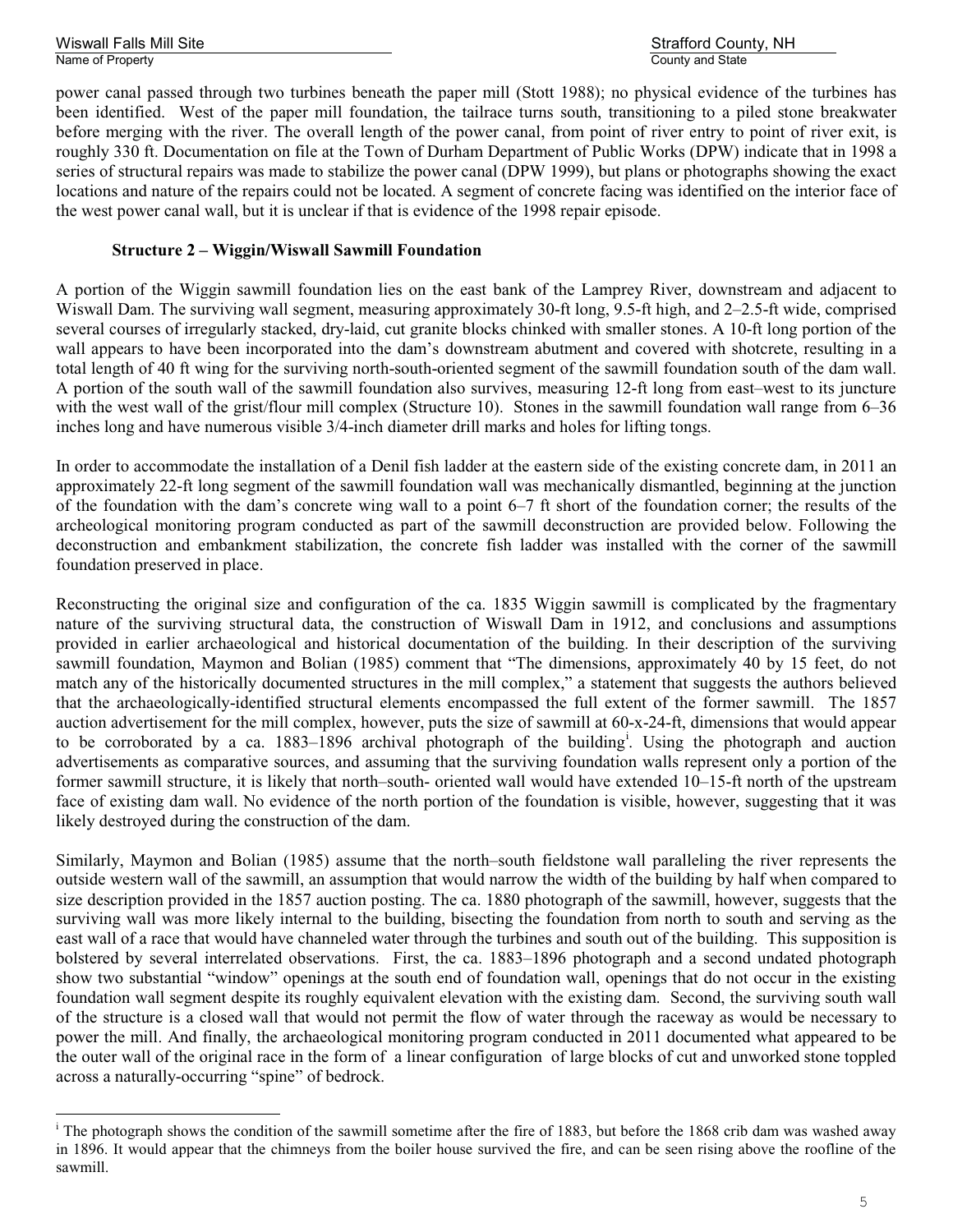power canal passed through two turbines beneath the paper mill (Stott 1988); no physical evidence of the turbines has been identified. West of the paper mill foundation, the tailrace turns south, transitioning to a piled stone breakwater before merging with the river. The overall length of the power canal, from point of river entry to point of river exit, is roughly 330 ft. Documentation on file at the Town of Durham Department of Public Works (DPW) indicate that in 1998 a series of structural repairs was made to stabilize the power canal (DPW 1999), but plans or photographs showing the exact locations and nature of the repairs could not be located. A segment of concrete facing was identified on the interior face of the west power canal wall, but it is unclear if that is evidence of the 1998 repair episode.

**Structure 2 – Wiggin/Wiswall Sawmill Foundation**

A portion of the Wiggin sawmill foundation lies on the east bank of the Lamprey River, downstream and adjacent to Wiswall Dam. The surviving wall segment, measuring approximately 30-ft long, 9.5-ft high, and 2–2.5-ft wide, comprised several courses of irregularly stacked, dry-laid, cut granite blocks chinked with smaller stones. A 10-ft long portion of the wall appears to have been incorporated into the dam's downstream abutment and covered with shotcrete, resulting in a total length of 40 ft wing for the surviving north-south-oriented segment of the sawmill foundation south of the dam wall. A portion of the south wall of the sawmill foundation also survives, measuring 12-ft long from east–west to its juncture with the west wall of the grist/flour mill complex (Structure 10). Stones in the sawmill foundation wall range from 6–36 inches long and have numerous visible 3/4-inch diameter drill marks and holes for lifting tongs.

In order to accommodate the installation of a Denil fish ladder at the eastern side of the existing concrete dam, in 2011 an approximately 22-ft long segment of the sawmill foundation wall was mechanically dismantled, beginning at the junction of the foundation with the dam's concrete wing wall to a point 6–7 ft short of the foundation corner; the results of the archeological monitoring program conducted as part of the sawmill deconstruction are provided below. Following the deconstruction and embankment stabilization, the concrete fish ladder was installed with the corner of the sawmill foundation preserved in place.

Reconstructing the original size and configuration of the ca. 1835 Wiggin sawmill is complicated by the fragmentary nature of the surviving structural data, the construction of Wiswall Dam in 1912, and conclusions and assumptions provided in earlier archaeological and historical documentation of the building. In their description of the surviving sawmill foundation, Maymon and Bolian (1985) comment that "The dimensions, approximately 40 by 15 feet, do not match any of the historically documented structures in the mill complex," a statement that suggests the authors believed that the archaeologically-identified structural elements encompassed the full extent of the former sawmill. The 1857 auction advertisement for the mill complex, however, puts the size of sawmill at 60-x-24-ft, dimensions that would appear to be corroborated by a ca. 1883–1896 archival photograph of the building[i]. Using the photograph and auction advertisements as comparative sources, and assuming that the surviving foundation walls represent only a portion of the former sawmill structure, it is likely that north–south- oriented wall would have extended 10–15-ft north of the upstream face of existing dam wall. No evidence of the north portion of the foundation is visible, however, suggesting that it was likely destroyed during the construction of the dam.

Similarly, Maymon and Bolian (1985) assume that the north–south fieldstone wall paralleling the river represents the outside western wall of the sawmill, an assumption that would narrow the width of the building by half when compared to size description provided in the 1857 auction posting. The ca. 1880 photograph of the sawmill, however, suggests that the surviving wall was more likely internal to the building, bisecting the foundation from north to south and serving as the east wall of a race that would have channeled water through the turbines and south out of the building. This supposition is bolstered by several interrelated observations. First, the ca. 1883–1896 photograph and a second undated photograph show two substantial "window" openings at the south end of foundation wall, openings that do not occur in the existing foundation wall segment despite its roughly equivalent elevation with the existing dam. Second, the surviving south wall of the structure is a closed wall that would not permit the flow of water through the raceway as would be necessary to power the mill. And finally, the archaeological monitoring program conducted in 2011 documented what appeared to be the outer wall of the original race in the form of a linear configuration of large blocks of cut and unworked stone toppled across a naturally-occurring "spine" of bedrock.

[i] The photograph shows the condition of the sawmill sometime after the fire of 1883, but before the 1868 crib dam was washed away in 1896. It would appear that the chimneys from the boiler house survived the fire, and can be seen rising above the roofline of the sawmill.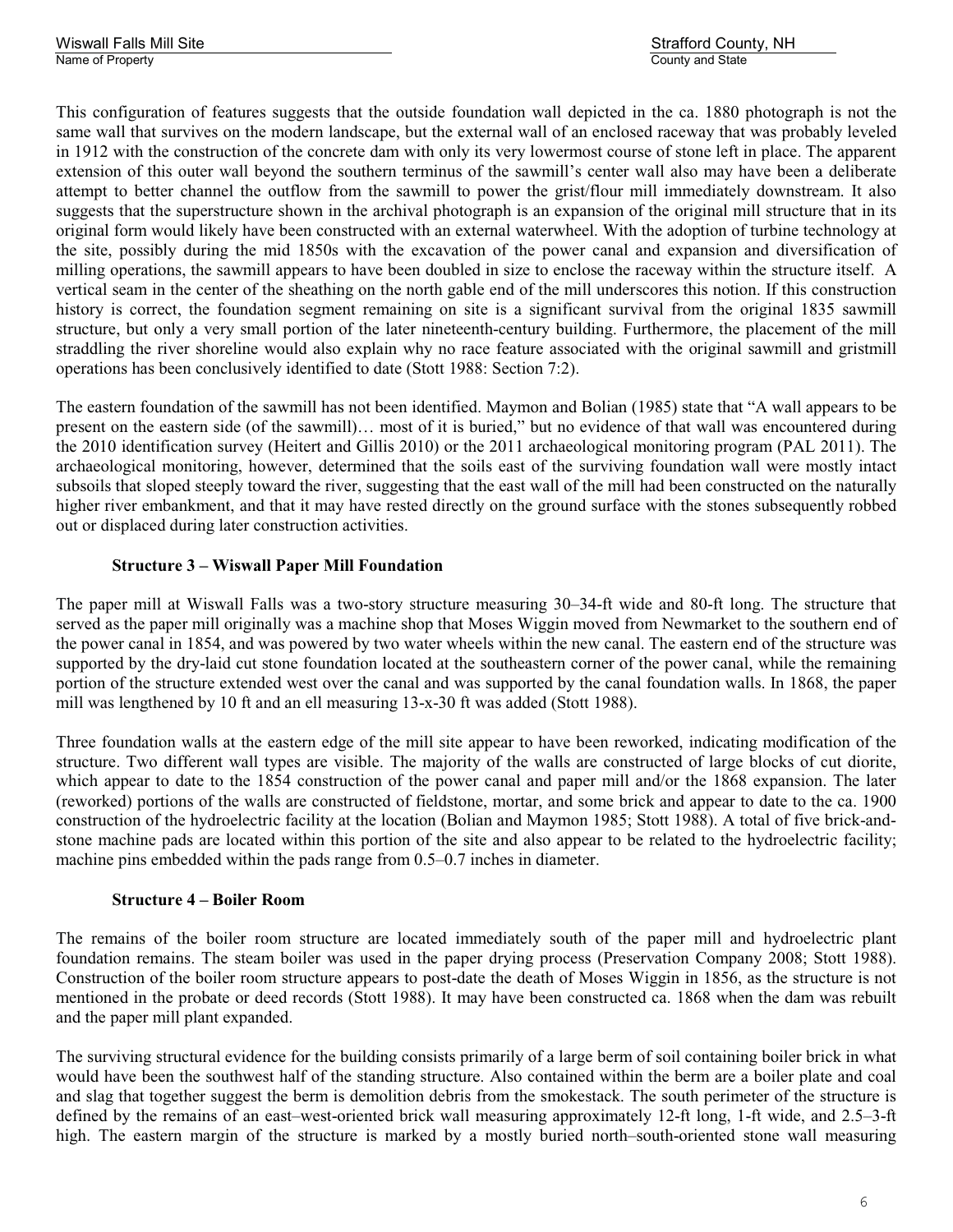This configuration of features suggests that the outside foundation wall depicted in the ca. 1880 photograph is not the same wall that survives on the modern landscape, but the external wall of an enclosed raceway that was probably leveled in 1912 with the construction of the concrete dam with only its very lowermost course of stone left in place. The apparent extension of this outer wall beyond the southern terminus of the sawmill's center wall also may have been a deliberate attempt to better channel the outflow from the sawmill to power the grist/flour mill immediately downstream. It also suggests that the superstructure shown in the archival photograph is an expansion of the original mill structure that in its original form would likely have been constructed with an external waterwheel. With the adoption of turbine technology at the site, possibly during the mid 1850s with the excavation of the power canal and expansion and diversification of milling operations, the sawmill appears to have been doubled in size to enclose the raceway within the structure itself. A vertical seam in the center of the sheathing on the north gable end of the mill underscores this notion. If this construction history is correct, the foundation segment remaining on site is a significant survival from the original 1835 sawmill structure, but only a very small portion of the later nineteenth-century building. Furthermore, the placement of the mill straddling the river shoreline would also explain why no race feature associated with the original sawmill and gristmill operations has been conclusively identified to date (Stott 1988: Section 7:2).

The eastern foundation of the sawmill has not been identified. Maymon and Bolian (1985) state that "A wall appears to be present on the eastern side (of the sawmill)… most of it is buried," but no evidence of that wall was encountered during the 2010 identification survey (Heitert and Gillis 2010) or the 2011 archaeological monitoring program (PAL 2011). The archaeological monitoring, however, determined that the soils east of the surviving foundation wall were mostly intact subsoils that sloped steeply toward the river, suggesting that the east wall of the mill had been constructed on the naturally higher river embankment, and that it may have rested directly on the ground surface with the stones subsequently robbed out or displaced during later construction activities.

**Structure 3 – Wiswall Paper Mill Foundation**

The paper mill at Wiswall Falls was a two-story structure measuring 30–34-ft wide and 80-ft long. The structure that served as the paper mill originally was a machine shop that Moses Wiggin moved from Newmarket to the southern end of the power canal in 1854, and was powered by two water wheels within the new canal. The eastern end of the structure was supported by the dry-laid cut stone foundation located at the southeastern corner of the power canal, while the remaining portion of the structure extended west over the canal and was supported by the canal foundation walls. In 1868, the paper mill was lengthened by 10 ft and an ell measuring 13-x-30 ft was added (Stott 1988).

Three foundation walls at the eastern edge of the mill site appear to have been reworked, indicating modification of the structure. Two different wall types are visible. The majority of the walls are constructed of large blocks of cut diorite, which appear to date to the 1854 construction of the power canal and paper mill and/or the 1868 expansion. The later (reworked) portions of the walls are constructed of fieldstone, mortar, and some brick and appear to date to the ca. 1900 construction of the hydroelectric facility at the location (Bolian and Maymon 1985; Stott 1988). A total of five brick-and-stone machine pads are located within this portion of the site and also appear to be related to the hydroelectric facility; machine pins embedded within the pads range from 0.5–0.7 inches in diameter.

**Structure 4 – Boiler Room**

The remains of the boiler room structure are located immediately south of the paper mill and hydroelectric plant foundation remains. The steam boiler was used in the paper drying process (Preservation Company 2008; Stott 1988). Construction of the boiler room structure appears to post-date the death of Moses Wiggin in 1856, as the structure is not mentioned in the probate or deed records (Stott 1988). It may have been constructed ca. 1868 when the dam was rebuilt and the paper mill plant expanded.

The surviving structural evidence for the building consists primarily of a large berm of soil containing boiler brick in what would have been the southwest half of the standing structure. Also contained within the berm are a boiler plate and coal and slag that together suggest the berm is demolition debris from the smokestack. The south perimeter of the structure is defined by the remains of an east–west-oriented brick wall measuring approximately 12-ft long, 1-ft wide, and 2.5–3-ft high. The eastern margin of the structure is marked by a mostly buried north–south-oriented stone wall measuring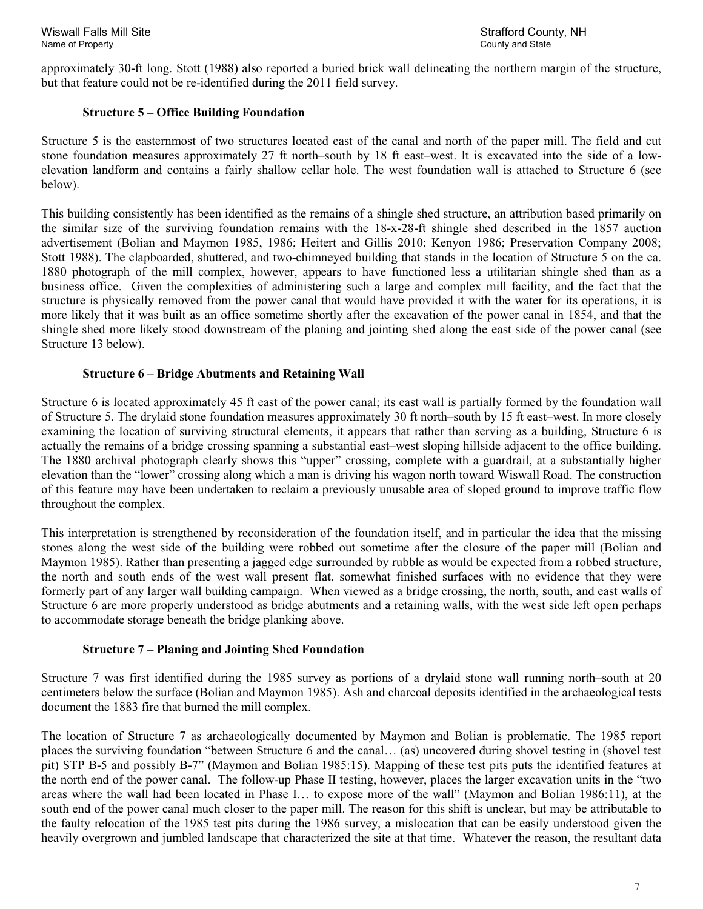approximately 30-ft long. Stott (1988) also reported a buried brick wall delineating the northern margin of the structure, but that feature could not be re-identified during the 2011 field survey.

### Structure 5 – Office Building Foundation

Structure 5 is the easternmost of two structures located east of the canal and north of the paper mill. The field and cut stone foundation measures approximately 27 ft north–south by 18 ft east–west. It is excavated into the side of a low-elevation landform and contains a fairly shallow cellar hole. The west foundation wall is attached to Structure 6 (see below).

This building consistently has been identified as the remains of a shingle shed structure, an attribution based primarily on the similar size of the surviving foundation remains with the 18-x-28-ft shingle shed described in the 1857 auction advertisement (Bolian and Maymon 1985, 1986; Heitert and Gillis 2010; Kenyon 1986; Preservation Company 2008; Stott 1988). The clapboarded, shuttered, and two-chimneyed building that stands in the location of Structure 5 on the ca. 1880 photograph of the mill complex, however, appears to have functioned less a utilitarian shingle shed than as a business office. Given the complexities of administering such a large and complex mill facility, and the fact that the structure is physically removed from the power canal that would have provided it with the water for its operations, it is more likely that it was built as an office sometime shortly after the excavation of the power canal in 1854, and that the shingle shed more likely stood downstream of the planing and jointing shed along the east side of the power canal (see Structure 13 below).

### Structure 6 – Bridge Abutments and Retaining Wall

Structure 6 is located approximately 45 ft east of the power canal; its east wall is partially formed by the foundation wall of Structure 5. The drylaid stone foundation measures approximately 30 ft north–south by 15 ft east–west. In more closely examining the location of surviving structural elements, it appears that rather than serving as a building, Structure 6 is actually the remains of a bridge crossing spanning a substantial east–west sloping hillside adjacent to the office building. The 1880 archival photograph clearly shows this "upper" crossing, complete with a guardrail, at a substantially higher elevation than the "lower" crossing along which a man is driving his wagon north toward Wiswall Road. The construction of this feature may have been undertaken to reclaim a previously unusable area of sloped ground to improve traffic flow throughout the complex.

This interpretation is strengthened by reconsideration of the foundation itself, and in particular the idea that the missing stones along the west side of the building were robbed out sometime after the closure of the paper mill (Bolian and Maymon 1985). Rather than presenting a jagged edge surrounded by rubble as would be expected from a robbed structure, the north and south ends of the west wall present flat, somewhat finished surfaces with no evidence that they were formerly part of any larger wall building campaign. When viewed as a bridge crossing, the north, south, and east walls of Structure 6 are more properly understood as bridge abutments and a retaining walls, with the west side left open perhaps to accommodate storage beneath the bridge planking above.

### Structure 7 – Planing and Jointing Shed Foundation

Structure 7 was first identified during the 1985 survey as portions of a drylaid stone wall running north–south at 20 centimeters below the surface (Bolian and Maymon 1985). Ash and charcoal deposits identified in the archaeological tests document the 1883 fire that burned the mill complex.

The location of Structure 7 as archaeologically documented by Maymon and Bolian is problematic. The 1985 report places the surviving foundation "between Structure 6 and the canal… (as) uncovered during shovel testing in (shovel test pit) STP B-5 and possibly B-7" (Maymon and Bolian 1985:15). Mapping of these test pits puts the identified features at the north end of the power canal. The follow-up Phase II testing, however, places the larger excavation units in the "two areas where the wall had been located in Phase I… to expose more of the wall" (Maymon and Bolian 1986:11), at the south end of the power canal much closer to the paper mill. The reason for this shift is unclear, but may be attributable to the faulty relocation of the 1985 test pits during the 1986 survey, a mislocation that can be easily understood given the heavily overgrown and jumbled landscape that characterized the site at that time. Whatever the reason, the resultant data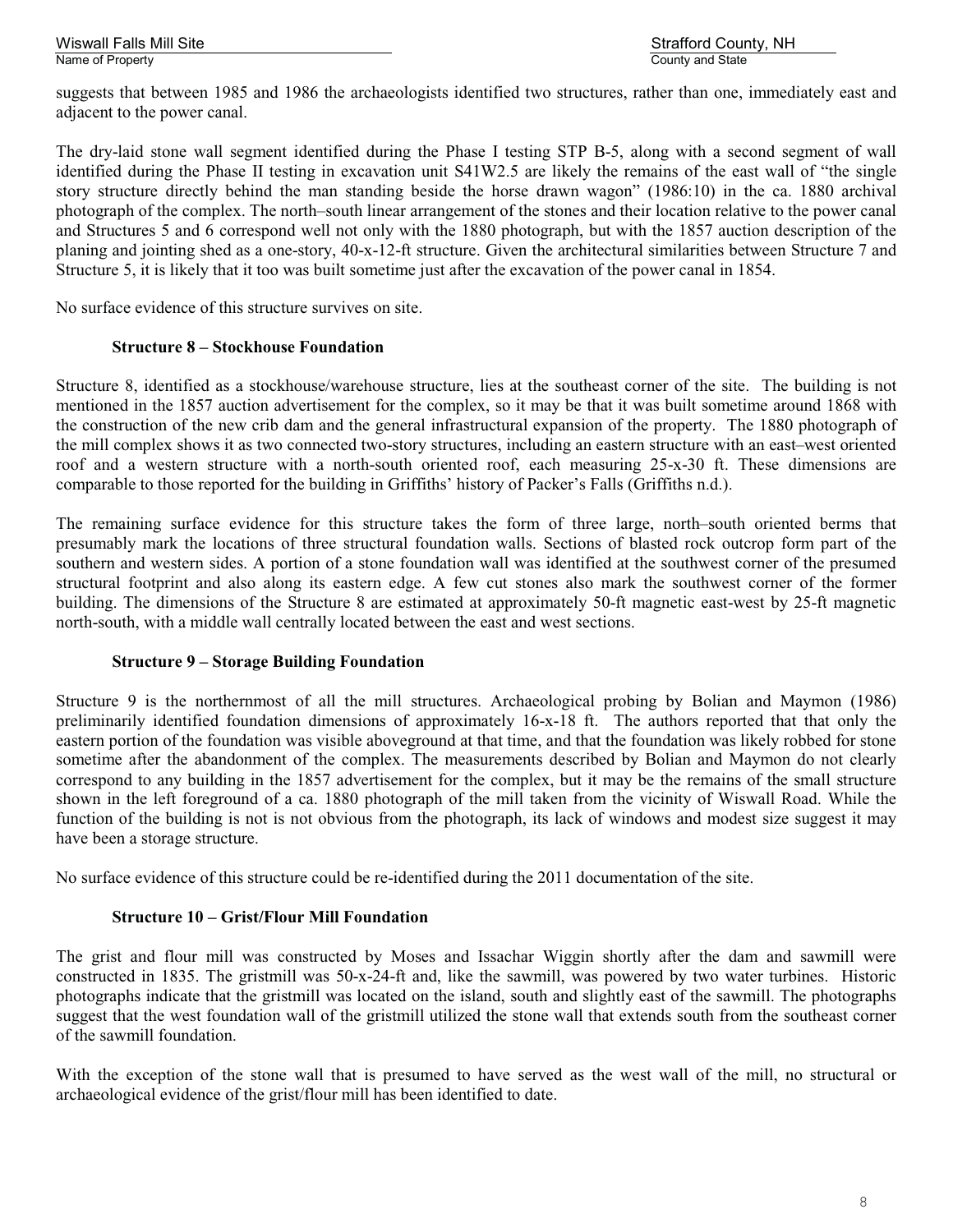suggests that between 1985 and 1986 the archaeologists identified two structures, rather than one, immediately east and adjacent to the power canal.

The dry-laid stone wall segment identified during the Phase I testing STP B-5, along with a second segment of wall identified during the Phase II testing in excavation unit S41W2.5 are likely the remains of the east wall of "the single story structure directly behind the man standing beside the horse drawn wagon" (1986:10) in the ca. 1880 archival photograph of the complex. The north–south linear arrangement of the stones and their location relative to the power canal and Structures 5 and 6 correspond well not only with the 1880 photograph, but with the 1857 auction description of the planing and jointing shed as a one-story, 40-x-12-ft structure. Given the architectural similarities between Structure 7 and Structure 5, it is likely that it too was built sometime just after the excavation of the power canal in 1854.

No surface evidence of this structure survives on site.

### Structure 8 – Stockhouse Foundation

Structure 8, identified as a stockhouse/warehouse structure, lies at the southeast corner of the site. The building is not mentioned in the 1857 auction advertisement for the complex, so it may be that it was built sometime around 1868 with the construction of the new crib dam and the general infrastructural expansion of the property. The 1880 photograph of the mill complex shows it as two connected two-story structures, including an eastern structure with an east–west oriented roof and a western structure with a north-south oriented roof, each measuring 25-x-30 ft. These dimensions are comparable to those reported for the building in Griffiths' history of Packer's Falls (Griffiths n.d.).

The remaining surface evidence for this structure takes the form of three large, north–south oriented berms that presumably mark the locations of three structural foundation walls. Sections of blasted rock outcrop form part of the southern and western sides. A portion of a stone foundation wall was identified at the southwest corner of the presumed structural footprint and also along its eastern edge. A few cut stones also mark the southwest corner of the former building. The dimensions of the Structure 8 are estimated at approximately 50-ft magnetic east-west by 25-ft magnetic north-south, with a middle wall centrally located between the east and west sections.

### Structure 9 – Storage Building Foundation

Structure 9 is the northernmost of all the mill structures. Archaeological probing by Bolian and Maymon (1986) preliminarily identified foundation dimensions of approximately 16-x-18 ft. The authors reported that that only the eastern portion of the foundation was visible aboveground at that time, and that the foundation was likely robbed for stone sometime after the abandonment of the complex. The measurements described by Bolian and Maymon do not clearly correspond to any building in the 1857 advertisement for the complex, but it may be the remains of the small structure shown in the left foreground of a ca. 1880 photograph of the mill taken from the vicinity of Wiswall Road. While the function of the building is not is not obvious from the photograph, its lack of windows and modest size suggest it may have been a storage structure.

No surface evidence of this structure could be re-identified during the 2011 documentation of the site.

### Structure 10 – Grist/Flour Mill Foundation

The grist and flour mill was constructed by Moses and Issachar Wiggin shortly after the dam and sawmill were constructed in 1835. The gristmill was 50-x-24-ft and, like the sawmill, was powered by two water turbines. Historic photographs indicate that the gristmill was located on the island, south and slightly east of the sawmill. The photographs suggest that the west foundation wall of the gristmill utilized the stone wall that extends south from the southeast corner of the sawmill foundation.

With the exception of the stone wall that is presumed to have served as the west wall of the mill, no structural or archaeological evidence of the grist/flour mill has been identified to date.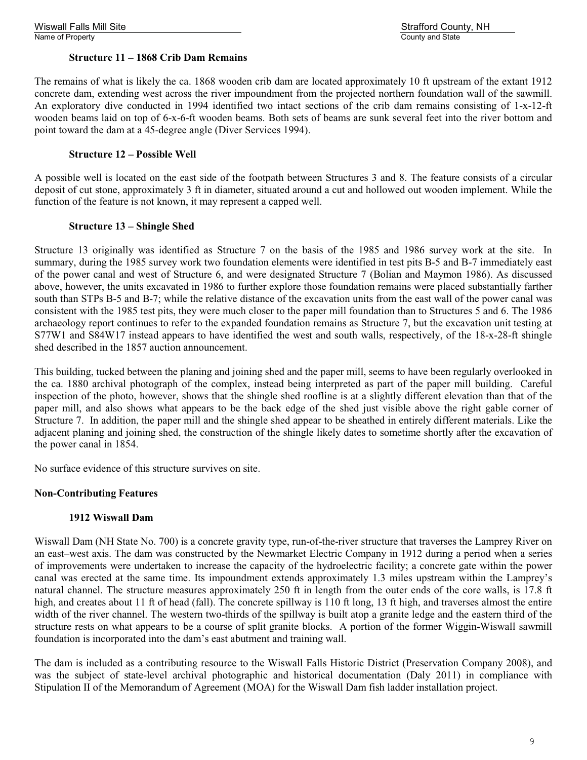### Structure 11 – 1868 Crib Dam Remains

The remains of what is likely the ca. 1868 wooden crib dam are located approximately 10 ft upstream of the extant 1912 concrete dam, extending west across the river impoundment from the projected northern foundation wall of the sawmill. An exploratory dive conducted in 1994 identified two intact sections of the crib dam remains consisting of 1-x-12-ft wooden beams laid on top of 6-x-6-ft wooden beams. Both sets of beams are sunk several feet into the river bottom and point toward the dam at a 45-degree angle (Diver Services 1994).

### Structure 12 – Possible Well

A possible well is located on the east side of the footpath between Structures 3 and 8. The feature consists of a circular deposit of cut stone, approximately 3 ft in diameter, situated around a cut and hollowed out wooden implement. While the function of the feature is not known, it may represent a capped well.

### Structure 13 – Shingle Shed

Structure 13 originally was identified as Structure 7 on the basis of the 1985 and 1986 survey work at the site. In summary, during the 1985 survey work two foundation elements were identified in test pits B-5 and B-7 immediately east of the power canal and west of Structure 6, and were designated Structure 7 (Bolian and Maymon 1986). As discussed above, however, the units excavated in 1986 to further explore those foundation remains were placed substantially farther south than STPs B-5 and B-7; while the relative distance of the excavation units from the east wall of the power canal was consistent with the 1985 test pits, they were much closer to the paper mill foundation than to Structures 5 and 6. The 1986 archaeology report continues to refer to the expanded foundation remains as Structure 7, but the excavation unit testing at S77W1 and S84W17 instead appears to have identified the west and south walls, respectively, of the 18-x-28-ft shingle shed described in the 1857 auction announcement.

This building, tucked between the planing and joining shed and the paper mill, seems to have been regularly overlooked in the ca. 1880 archival photograph of the complex, instead being interpreted as part of the paper mill building. Careful inspection of the photo, however, shows that the shingle shed roofline is at a slightly different elevation than that of the paper mill, and also shows what appears to be the back edge of the shed just visible above the right gable corner of Structure 7. In addition, the paper mill and the shingle shed appear to be sheathed in entirely different materials. Like the adjacent planing and joining shed, the construction of the shingle likely dates to sometime shortly after the excavation of the power canal in 1854.

No surface evidence of this structure survives on site.

## Non-Contributing Features

### 1912 Wiswall Dam

Wiswall Dam (NH State No. 700) is a concrete gravity type, run-of-the-river structure that traverses the Lamprey River on an east–west axis. The dam was constructed by the Newmarket Electric Company in 1912 during a period when a series of improvements were undertaken to increase the capacity of the hydroelectric facility; a concrete gate within the power canal was erected at the same time. Its impoundment extends approximately 1.3 miles upstream within the Lamprey's natural channel. The structure measures approximately 250 ft in length from the outer ends of the core walls, is 17.8 ft high, and creates about 11 ft of head (fall). The concrete spillway is 110 ft long, 13 ft high, and traverses almost the entire width of the river channel. The western two-thirds of the spillway is built atop a granite ledge and the eastern third of the structure rests on what appears to be a course of split granite blocks. A portion of the former Wiggin-Wiswall sawmill foundation is incorporated into the dam's east abutment and training wall.

The dam is included as a contributing resource to the Wiswall Falls Historic District (Preservation Company 2008), and was the subject of state-level archival photographic and historical documentation (Daly 2011) in compliance with Stipulation II of the Memorandum of Agreement (MOA) for the Wiswall Dam fish ladder installation project.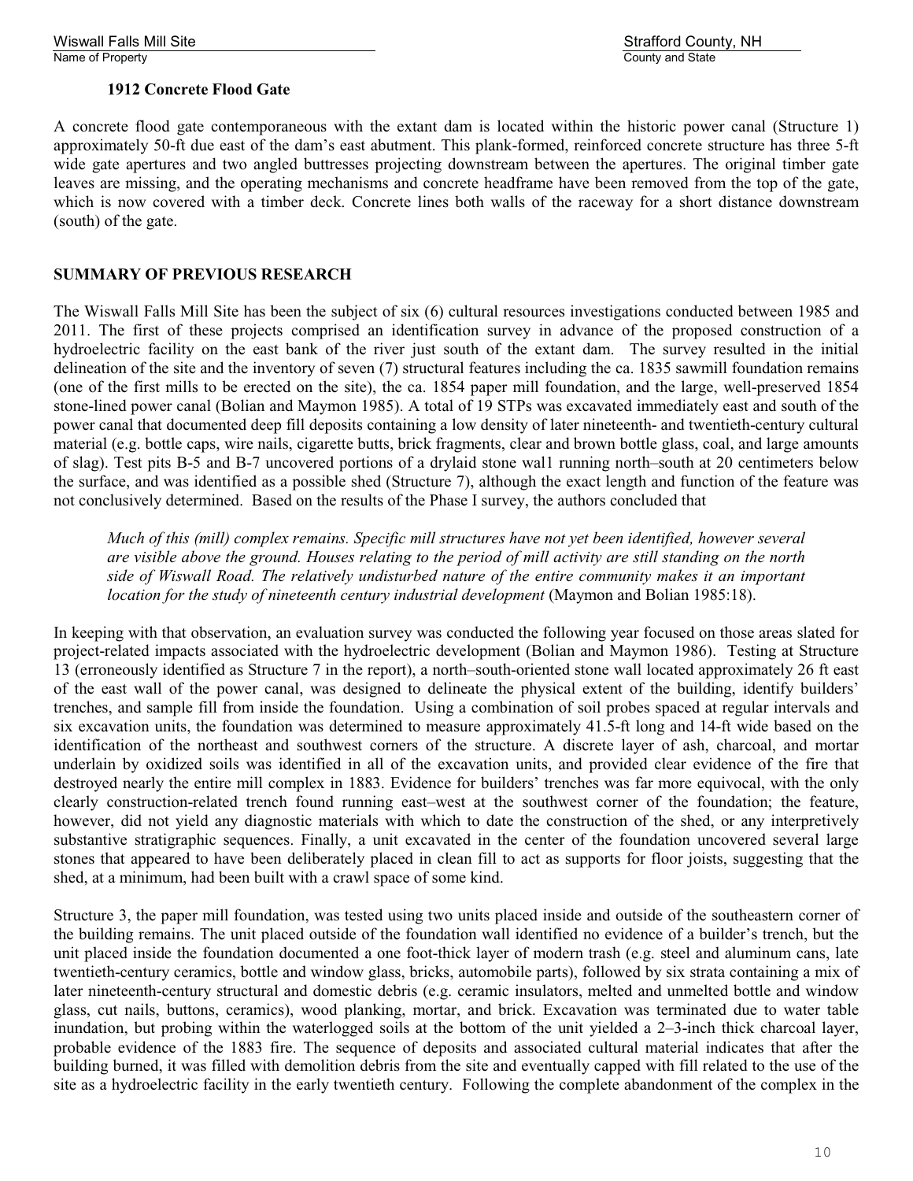**1912 Concrete Flood Gate**

A concrete flood gate contemporaneous with the extant dam is located within the historic power canal (Structure 1) approximately 50-ft due east of the dam's east abutment. This plank-formed, reinforced concrete structure has three 5-ft wide gate apertures and two angled buttresses projecting downstream between the apertures. The original timber gate leaves are missing, and the operating mechanisms and concrete headframe have been removed from the top of the gate, which is now covered with a timber deck. Concrete lines both walls of the raceway for a short distance downstream (south) of the gate.

## SUMMARY OF PREVIOUS RESEARCH

The Wiswall Falls Mill Site has been the subject of six (6) cultural resources investigations conducted between 1985 and 2011. The first of these projects comprised an identification survey in advance of the proposed construction of a hydroelectric facility on the east bank of the river just south of the extant dam. The survey resulted in the initial delineation of the site and the inventory of seven (7) structural features including the ca. 1835 sawmill foundation remains (one of the first mills to be erected on the site), the ca. 1854 paper mill foundation, and the large, well-preserved 1854 stone-lined power canal (Bolian and Maymon 1985). A total of 19 STPs was excavated immediately east and south of the power canal that documented deep fill deposits containing a low density of later nineteenth- and twentieth-century cultural material (e.g. bottle caps, wire nails, cigarette butts, brick fragments, clear and brown bottle glass, coal, and large amounts of slag). Test pits B-5 and B-7 uncovered portions of a drylaid stone wal1 running north–south at 20 centimeters below the surface, and was identified as a possible shed (Structure 7), although the exact length and function of the feature was not conclusively determined. Based on the results of the Phase I survey, the authors concluded that

> *Much of this (mill) complex remains. Specific mill structures have not yet been identified, however several are visible above the ground. Houses relating to the period of mill activity are still standing on the north side of Wiswall Road. The relatively undisturbed nature of the entire community makes it an important location for the study of nineteenth century industrial development* (Maymon and Bolian 1985:18).

In keeping with that observation, an evaluation survey was conducted the following year focused on those areas slated for project-related impacts associated with the hydroelectric development (Bolian and Maymon 1986). Testing at Structure 13 (erroneously identified as Structure 7 in the report), a north–south-oriented stone wall located approximately 26 ft east of the east wall of the power canal, was designed to delineate the physical extent of the building, identify builders' trenches, and sample fill from inside the foundation. Using a combination of soil probes spaced at regular intervals and six excavation units, the foundation was determined to measure approximately 41.5-ft long and 14-ft wide based on the identification of the northeast and southwest corners of the structure. A discrete layer of ash, charcoal, and mortar underlain by oxidized soils was identified in all of the excavation units, and provided clear evidence of the fire that destroyed nearly the entire mill complex in 1883. Evidence for builders' trenches was far more equivocal, with the only clearly construction-related trench found running east–west at the southwest corner of the foundation; the feature, however, did not yield any diagnostic materials with which to date the construction of the shed, or any interpretively substantive stratigraphic sequences. Finally, a unit excavated in the center of the foundation uncovered several large stones that appeared to have been deliberately placed in clean fill to act as supports for floor joists, suggesting that the shed, at a minimum, had been built with a crawl space of some kind.

Structure 3, the paper mill foundation, was tested using two units placed inside and outside of the southeastern corner of the building remains. The unit placed outside of the foundation wall identified no evidence of a builder's trench, but the unit placed inside the foundation documented a one foot-thick layer of modern trash (e.g. steel and aluminum cans, late twentieth-century ceramics, bottle and window glass, bricks, automobile parts), followed by six strata containing a mix of later nineteenth-century structural and domestic debris (e.g. ceramic insulators, melted and unmelted bottle and window glass, cut nails, buttons, ceramics), wood planking, mortar, and brick. Excavation was terminated due to water table inundation, but probing within the waterlogged soils at the bottom of the unit yielded a 2–3-inch thick charcoal layer, probable evidence of the 1883 fire. The sequence of deposits and associated cultural material indicates that after the building burned, it was filled with demolition debris from the site and eventually capped with fill related to the use of the site as a hydroelectric facility in the early twentieth century. Following the complete abandonment of the complex in the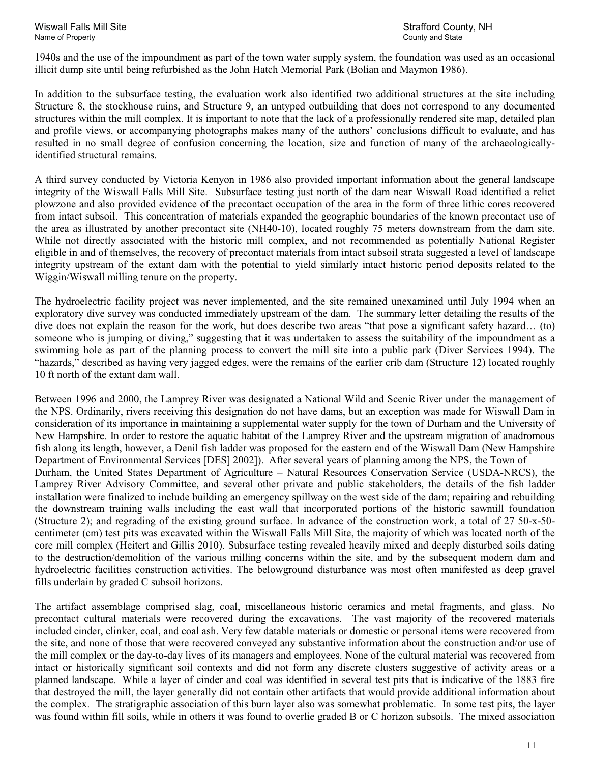1940s and the use of the impoundment as part of the town water supply system, the foundation was used as an occasional illicit dump site until being refurbished as the John Hatch Memorial Park (Bolian and Maymon 1986).

In addition to the subsurface testing, the evaluation work also identified two additional structures at the site including Structure 8, the stockhouse ruins, and Structure 9, an untyped outbuilding that does not correspond to any documented structures within the mill complex. It is important to note that the lack of a professionally rendered site map, detailed plan and profile views, or accompanying photographs makes many of the authors' conclusions difficult to evaluate, and has resulted in no small degree of confusion concerning the location, size and function of many of the archaeologically-identified structural remains.

A third survey conducted by Victoria Kenyon in 1986 also provided important information about the general landscape integrity of the Wiswall Falls Mill Site. Subsurface testing just north of the dam near Wiswall Road identified a relict plowzone and also provided evidence of the precontact occupation of the area in the form of three lithic cores recovered from intact subsoil. This concentration of materials expanded the geographic boundaries of the known precontact use of the area as illustrated by another precontact site (NH40-10), located roughly 75 meters downstream from the dam site. While not directly associated with the historic mill complex, and not recommended as potentially National Register eligible in and of themselves, the recovery of precontact materials from intact subsoil strata suggested a level of landscape integrity upstream of the extant dam with the potential to yield similarly intact historic period deposits related to the Wiggin/Wiswall milling tenure on the property.

The hydroelectric facility project was never implemented, and the site remained unexamined until July 1994 when an exploratory dive survey was conducted immediately upstream of the dam. The summary letter detailing the results of the dive does not explain the reason for the work, but does describe two areas "that pose a significant safety hazard… (to) someone who is jumping or diving," suggesting that it was undertaken to assess the suitability of the impoundment as a swimming hole as part of the planning process to convert the mill site into a public park (Diver Services 1994). The "hazards," described as having very jagged edges, were the remains of the earlier crib dam (Structure 12) located roughly 10 ft north of the extant dam wall.

Between 1996 and 2000, the Lamprey River was designated a National Wild and Scenic River under the management of the NPS. Ordinarily, rivers receiving this designation do not have dams, but an exception was made for Wiswall Dam in consideration of its importance in maintaining a supplemental water supply for the town of Durham and the University of New Hampshire. In order to restore the aquatic habitat of the Lamprey River and the upstream migration of anadromous fish along its length, however, a Denil fish ladder was proposed for the eastern end of the Wiswall Dam (New Hampshire Department of Environmental Services [DES] 2002]). After several years of planning among the NPS, the Town of Durham, the United States Department of Agriculture – Natural Resources Conservation Service (USDA-NRCS), the Lamprey River Advisory Committee, and several other private and public stakeholders, the details of the fish ladder installation were finalized to include building an emergency spillway on the west side of the dam; repairing and rebuilding the downstream training walls including the east wall that incorporated portions of the historic sawmill foundation (Structure 2); and regrading of the existing ground surface. In advance of the construction work, a total of 27 50-x-50-centimeter (cm) test pits was excavated within the Wiswall Falls Mill Site, the majority of which was located north of the core mill complex (Heitert and Gillis 2010). Subsurface testing revealed heavily mixed and deeply disturbed soils dating to the destruction/demolition of the various milling concerns within the site, and by the subsequent modern dam and hydroelectric facilities construction activities. The belowground disturbance was most often manifested as deep gravel fills underlain by graded C subsoil horizons.

The artifact assemblage comprised slag, coal, miscellaneous historic ceramics and metal fragments, and glass. No precontact cultural materials were recovered during the excavations. The vast majority of the recovered materials included cinder, clinker, coal, and coal ash. Very few datable materials or domestic or personal items were recovered from the site, and none of those that were recovered conveyed any substantive information about the construction and/or use of the mill complex or the day-to-day lives of its managers and employees. None of the cultural material was recovered from intact or historically significant soil contexts and did not form any discrete clusters suggestive of activity areas or a planned landscape. While a layer of cinder and coal was identified in several test pits that is indicative of the 1883 fire that destroyed the mill, the layer generally did not contain other artifacts that would provide additional information about the complex. The stratigraphic association of this burn layer also was somewhat problematic. In some test pits, the layer was found within fill soils, while in others it was found to overlie graded B or C horizon subsoils. The mixed association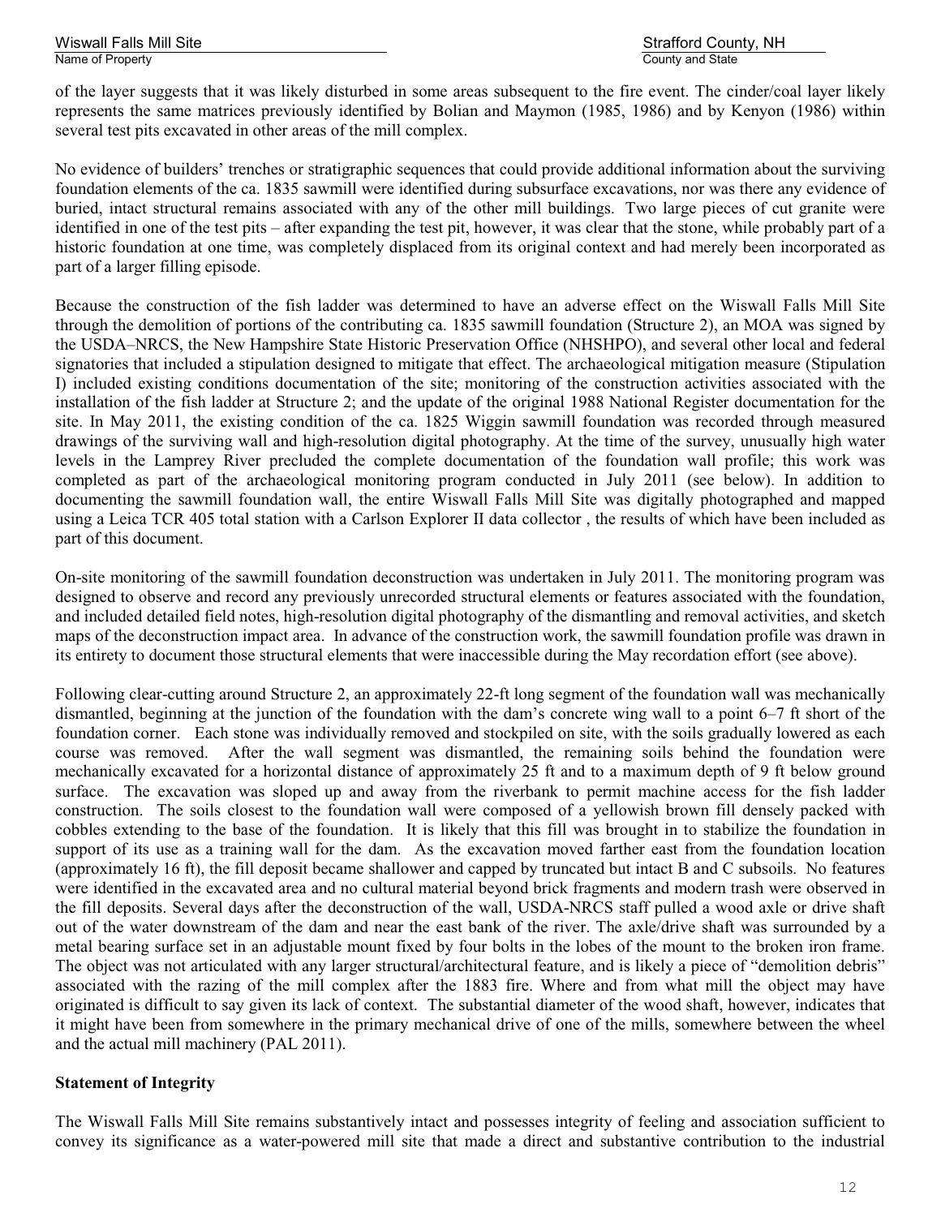of the layer suggests that it was likely disturbed in some areas subsequent to the fire event. The cinder/coal layer likely represents the same matrices previously identified by Bolian and Maymon (1985, 1986) and by Kenyon (1986) within several test pits excavated in other areas of the mill complex.

No evidence of builders' trenches or stratigraphic sequences that could provide additional information about the surviving foundation elements of the ca. 1835 sawmill were identified during subsurface excavations, nor was there any evidence of buried, intact structural remains associated with any of the other mill buildings. Two large pieces of cut granite were identified in one of the test pits – after expanding the test pit, however, it was clear that the stone, while probably part of a historic foundation at one time, was completely displaced from its original context and had merely been incorporated as part of a larger filling episode.

Because the construction of the fish ladder was determined to have an adverse effect on the Wiswall Falls Mill Site through the demolition of portions of the contributing ca. 1835 sawmill foundation (Structure 2), an MOA was signed by the USDA–NRCS, the New Hampshire State Historic Preservation Office (NHSHPO), and several other local and federal signatories that included a stipulation designed to mitigate that effect. The archaeological mitigation measure (Stipulation I) included existing conditions documentation of the site; monitoring of the construction activities associated with the installation of the fish ladder at Structure 2; and the update of the original 1988 National Register documentation for the site. In May 2011, the existing condition of the ca. 1825 Wiggin sawmill foundation was recorded through measured drawings of the surviving wall and high-resolution digital photography. At the time of the survey, unusually high water levels in the Lamprey River precluded the complete documentation of the foundation wall profile; this work was completed as part of the archaeological monitoring program conducted in July 2011 (see below). In addition to documenting the sawmill foundation wall, the entire Wiswall Falls Mill Site was digitally photographed and mapped using a Leica TCR 405 total station with a Carlson Explorer II data collector , the results of which have been included as part of this document.

On-site monitoring of the sawmill foundation deconstruction was undertaken in July 2011. The monitoring program was designed to observe and record any previously unrecorded structural elements or features associated with the foundation, and included detailed field notes, high-resolution digital photography of the dismantling and removal activities, and sketch maps of the deconstruction impact area. In advance of the construction work, the sawmill foundation profile was drawn in its entirety to document those structural elements that were inaccessible during the May recordation effort (see above).

Following clear-cutting around Structure 2, an approximately 22-ft long segment of the foundation wall was mechanically dismantled, beginning at the junction of the foundation with the dam's concrete wing wall to a point 6–7 ft short of the foundation corner. Each stone was individually removed and stockpiled on site, with the soils gradually lowered as each course was removed. After the wall segment was dismantled, the remaining soils behind the foundation were mechanically excavated for a horizontal distance of approximately 25 ft and to a maximum depth of 9 ft below ground surface. The excavation was sloped up and away from the riverbank to permit machine access for the fish ladder construction. The soils closest to the foundation wall were composed of a yellowish brown fill densely packed with cobbles extending to the base of the foundation. It is likely that this fill was brought in to stabilize the foundation in support of its use as a training wall for the dam. As the excavation moved farther east from the foundation location (approximately 16 ft), the fill deposit became shallower and capped by truncated but intact B and C subsoils. No features were identified in the excavated area and no cultural material beyond brick fragments and modern trash were observed in the fill deposits. Several days after the deconstruction of the wall, USDA-NRCS staff pulled a wood axle or drive shaft out of the water downstream of the dam and near the east bank of the river. The axle/drive shaft was surrounded by a metal bearing surface set in an adjustable mount fixed by four bolts in the lobes of the mount to the broken iron frame. The object was not articulated with any larger structural/architectural feature, and is likely a piece of "demolition debris" associated with the razing of the mill complex after the 1883 fire. Where and from what mill the object may have originated is difficult to say given its lack of context. The substantial diameter of the wood shaft, however, indicates that it might have been from somewhere in the primary mechanical drive of one of the mills, somewhere between the wheel and the actual mill machinery (PAL 2011).

**Statement of Integrity**

The Wiswall Falls Mill Site remains substantively intact and possesses integrity of feeling and association sufficient to convey its significance as a water-powered mill site that made a direct and substantive contribution to the industrial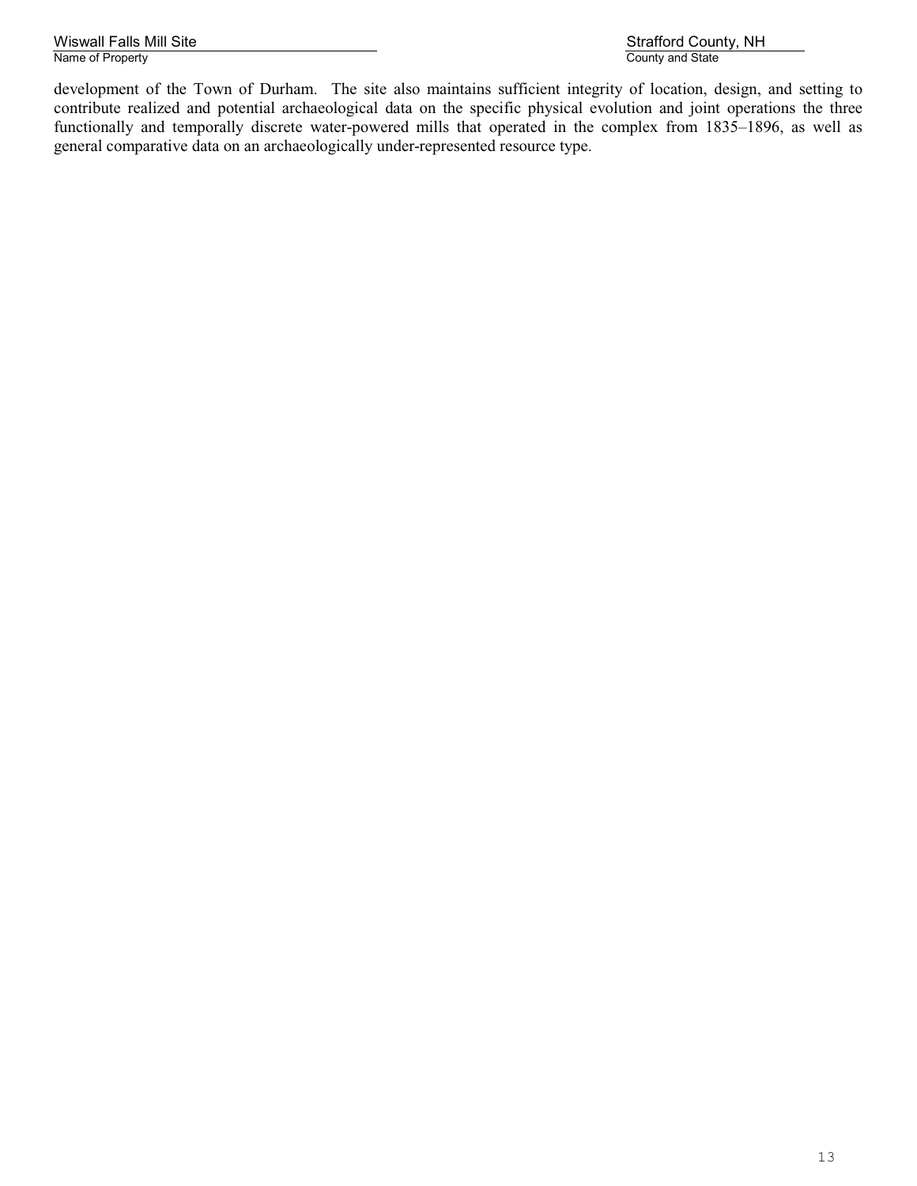development of the Town of Durham. The site also maintains sufficient integrity of location, design, and setting to contribute realized and potential archaeological data on the specific physical evolution and joint operations the three functionally and temporally discrete water-powered mills that operated in the complex from 1835–1896, as well as general comparative data on an archaeologically under-represented resource type.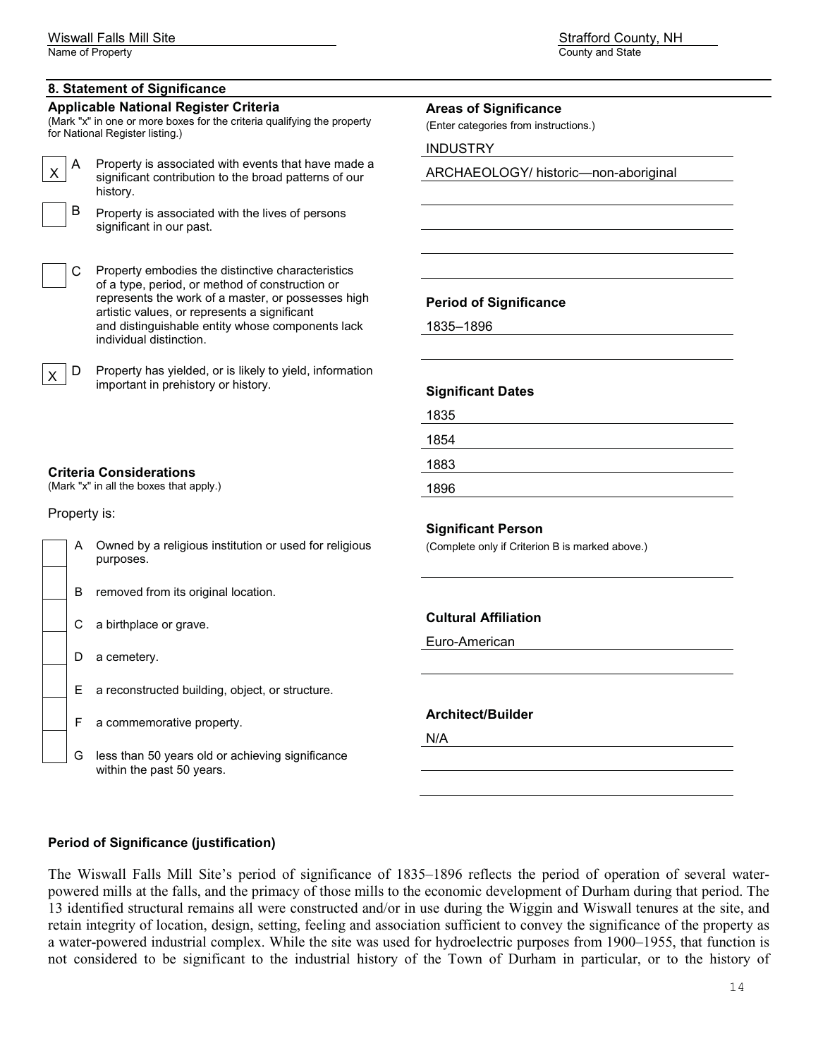## 8. Statement of Significance

### Applicable National Register Criteria

(Mark "x" in one or more boxes for the criteria qualifying the property for National Register listing.)

- [X] A Property is associated with events that have made a significant contribution to the broad patterns of our history.
- [ ] B Property is associated with the lives of persons significant in our past.
- [ ] C Property embodies the distinctive characteristics of a type, period, or method of construction or represents the work of a master, or possesses high artistic values, or represents a significant and distinguishable entity whose components lack individual distinction.
- [X] D Property has yielded, or is likely to yield, information important in prehistory or history.

### Criteria Considerations

(Mark "x" in all the boxes that apply.)

Property is:

- [ ] A Owned by a religious institution or used for religious purposes.
- [ ] B removed from its original location.
- [ ] C a birthplace or grave.
- [ ] D a cemetery.
- [ ] E a reconstructed building, object, or structure.
- [ ] F a commemorative property.
- [ ] G less than 50 years old or achieving significance within the past 50 years.

### Areas of Significance

(Enter categories from instructions.)

INDUSTRY

ARCHAEOLOGY/ historic—non-aboriginal

### Period of Significance

1835–1896

### Significant Dates

1835

1854

1883

1896

### Significant Person

(Complete only if Criterion B is marked above.)

### Cultural Affiliation

Euro-American

### Architect/Builder

N/A

### Period of Significance (justification)

The Wiswall Falls Mill Site's period of significance of 1835–1896 reflects the period of operation of several water-powered mills at the falls, and the primacy of those mills to the economic development of Durham during that period. The 13 identified structural remains all were constructed and/or in use during the Wiggin and Wiswall tenures at the site, and retain integrity of location, design, setting, feeling and association sufficient to convey the significance of the property as a water-powered industrial complex. While the site was used for hydroelectric purposes from 1900–1955, that function is not considered to be significant to the industrial history of the Town of Durham in particular, or to the history of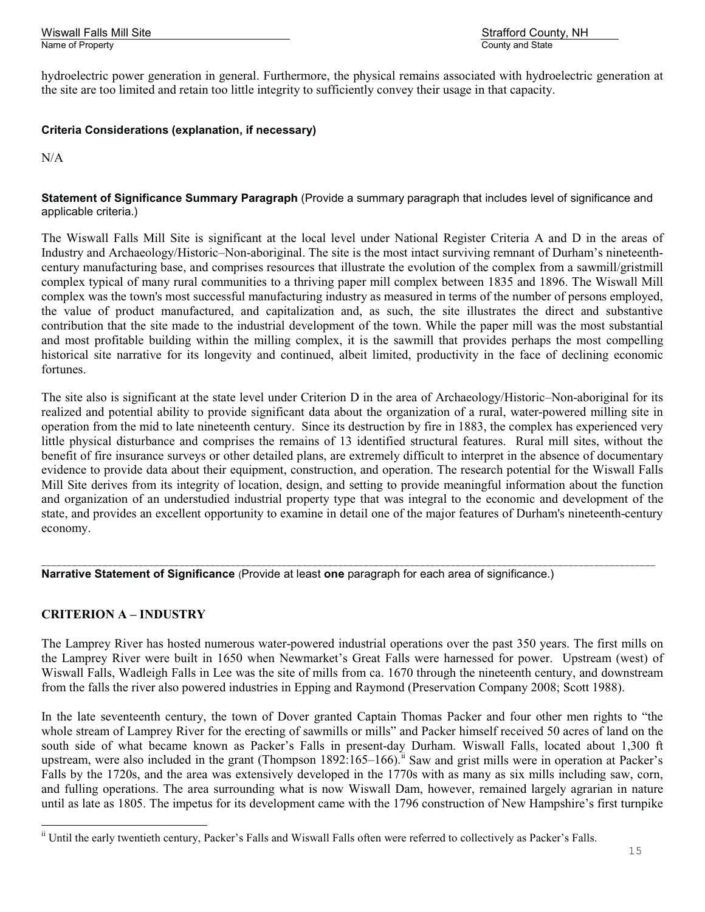hydroelectric power generation in general. Furthermore, the physical remains associated with hydroelectric generation at the site are too limited and retain too little integrity to sufficiently convey their usage in that capacity.

**Criteria Considerations (explanation, if necessary)**

N/A

**Statement of Significance Summary Paragraph** (Provide a summary paragraph that includes level of significance and applicable criteria.)

The Wiswall Falls Mill Site is significant at the local level under National Register Criteria A and D in the areas of Industry and Archaeology/Historic–Non-aboriginal. The site is the most intact surviving remnant of Durham's nineteenth-century manufacturing base, and comprises resources that illustrate the evolution of the complex from a sawmill/gristmill complex typical of many rural communities to a thriving paper mill complex between 1835 and 1896. The Wiswall Mill complex was the town's most successful manufacturing industry as measured in terms of the number of persons employed, the value of product manufactured, and capitalization and, as such, the site illustrates the direct and substantive contribution that the site made to the industrial development of the town. While the paper mill was the most substantial and most profitable building within the milling complex, it is the sawmill that provides perhaps the most compelling historical site narrative for its longevity and continued, albeit limited, productivity in the face of declining economic fortunes.

The site also is significant at the state level under Criterion D in the area of Archaeology/Historic–Non-aboriginal for its realized and potential ability to provide significant data about the organization of a rural, water-powered milling site in operation from the mid to late nineteenth century. Since its destruction by fire in 1883, the complex has experienced very little physical disturbance and comprises the remains of 13 identified structural features. Rural mill sites, without the benefit of fire insurance surveys or other detailed plans, are extremely difficult to interpret in the absence of documentary evidence to provide data about their equipment, construction, and operation. The research potential for the Wiswall Falls Mill Site derives from its integrity of location, design, and setting to provide meaningful information about the function and organization of an understudied industrial property type that was integral to the economic and development of the state, and provides an excellent opportunity to examine in detail one of the major features of Durham's nineteenth-century economy.

---

**Narrative Statement of Significance** (Provide at least **one** paragraph for each area of significance.)

## CRITERION A – INDUSTRY

The Lamprey River has hosted numerous water-powered industrial operations over the past 350 years. The first mills on the Lamprey River were built in 1650 when Newmarket's Great Falls were harnessed for power. Upstream (west) of Wiswall Falls, Wadleigh Falls in Lee was the site of mills from ca. 1670 through the nineteenth century, and downstream from the falls the river also powered industries in Epping and Raymond (Preservation Company 2008; Scott 1988).

In the late seventeenth century, the town of Dover granted Captain Thomas Packer and four other men rights to "the whole stream of Lamprey River for the erecting of sawmills or mills" and Packer himself received 50 acres of land on the south side of what became known as Packer's Falls in present-day Durham. Wiswall Falls, located about 1,300 ft upstream, were also included in the grant (Thompson 1892:165–166).[ii] Saw and grist mills were in operation at Packer's Falls by the 1720s, and the area was extensively developed in the 1770s with as many as six mills including saw, corn, and fulling operations. The area surrounding what is now Wiswall Dam, however, remained largely agrarian in nature until as late as 1805. The impetus for its development came with the 1796 construction of New Hampshire's first turnpike

[ii] Until the early twentieth century, Packer's Falls and Wiswall Falls often were referred to collectively as Packer's Falls.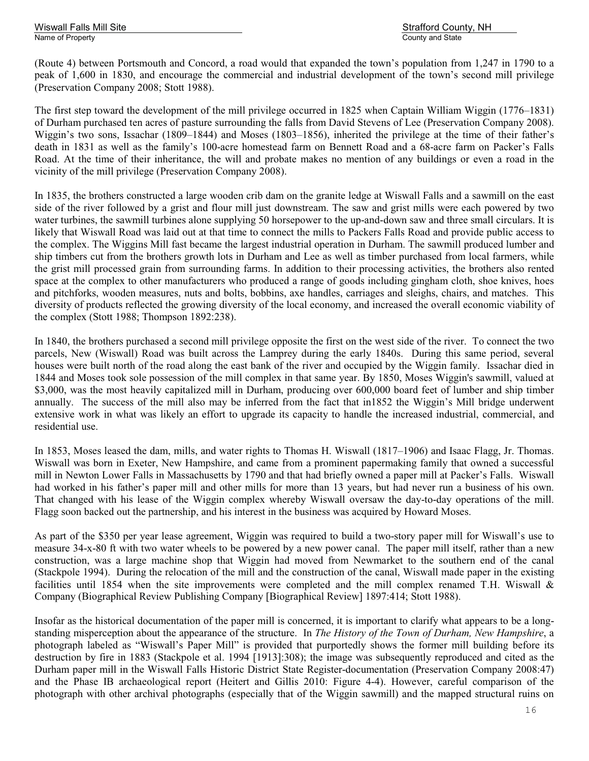(Route 4) between Portsmouth and Concord, a road would that expanded the town's population from 1,247 in 1790 to a peak of 1,600 in 1830, and encourage the commercial and industrial development of the town's second mill privilege (Preservation Company 2008; Stott 1988).

The first step toward the development of the mill privilege occurred in 1825 when Captain William Wiggin (1776–1831) of Durham purchased ten acres of pasture surrounding the falls from David Stevens of Lee (Preservation Company 2008). Wiggin's two sons, Issachar (1809–1844) and Moses (1803–1856), inherited the privilege at the time of their father's death in 1831 as well as the family's 100-acre homestead farm on Bennett Road and a 68-acre farm on Packer's Falls Road. At the time of their inheritance, the will and probate makes no mention of any buildings or even a road in the vicinity of the mill privilege (Preservation Company 2008).

In 1835, the brothers constructed a large wooden crib dam on the granite ledge at Wiswall Falls and a sawmill on the east side of the river followed by a grist and flour mill just downstream. The saw and grist mills were each powered by two water turbines, the sawmill turbines alone supplying 50 horsepower to the up-and-down saw and three small circulars. It is likely that Wiswall Road was laid out at that time to connect the mills to Packers Falls Road and provide public access to the complex. The Wiggins Mill fast became the largest industrial operation in Durham. The sawmill produced lumber and ship timbers cut from the brothers growth lots in Durham and Lee as well as timber purchased from local farmers, while the grist mill processed grain from surrounding farms. In addition to their processing activities, the brothers also rented space at the complex to other manufacturers who produced a range of goods including gingham cloth, shoe knives, hoes and pitchforks, wooden measures, nuts and bolts, bobbins, axe handles, carriages and sleighs, chairs, and matches. This diversity of products reflected the growing diversity of the local economy, and increased the overall economic viability of the complex (Stott 1988; Thompson 1892:238).

In 1840, the brothers purchased a second mill privilege opposite the first on the west side of the river. To connect the two parcels, New (Wiswall) Road was built across the Lamprey during the early 1840s. During this same period, several houses were built north of the road along the east bank of the river and occupied by the Wiggin family. Issachar died in 1844 and Moses took sole possession of the mill complex in that same year. By 1850, Moses Wiggin's sawmill, valued at $3,000, was the most heavily capitalized mill in Durham, producing over 600,000 board feet of lumber and ship timber annually. The success of the mill also may be inferred from the fact that in1852 the Wiggin's Mill bridge underwent extensive work in what was likely an effort to upgrade its capacity to handle the increased industrial, commercial, and residential use.

In 1853, Moses leased the dam, mills, and water rights to Thomas H. Wiswall (1817–1906) and Isaac Flagg, Jr. Thomas. Wiswall was born in Exeter, New Hampshire, and came from a prominent papermaking family that owned a successful mill in Newton Lower Falls in Massachusetts by 1790 and that had briefly owned a paper mill at Packer's Falls. Wiswall had worked in his father's paper mill and other mills for more than 13 years, but had never run a business of his own. That changed with his lease of the Wiggin complex whereby Wiswall oversaw the day-to-day operations of the mill. Flagg soon backed out the partnership, and his interest in the business was acquired by Howard Moses.

As part of the $350 per year lease agreement, Wiggin was required to build a two-story paper mill for Wiswall's use to measure 34-x-80 ft with two water wheels to be powered by a new power canal. The paper mill itself, rather than a new construction, was a large machine shop that Wiggin had moved from Newmarket to the southern end of the canal (Stackpole 1994). During the relocation of the mill and the construction of the canal, Wiswall made paper in the existing facilities until 1854 when the site improvements were completed and the mill complex renamed T.H. Wiswall & Company (Biographical Review Publishing Company [Biographical Review] 1897:414; Stott 1988).

Insofar as the historical documentation of the paper mill is concerned, it is important to clarify what appears to be a long-standing misperception about the appearance of the structure. In *The History of the Town of Durham, New Hampshire*, a photograph labeled as "Wiswall's Paper Mill" is provided that purportedly shows the former mill building before its destruction by fire in 1883 (Stackpole et al. 1994 [1913]:308); the image was subsequently reproduced and cited as the Durham paper mill in the Wiswall Falls Historic District State Register-documentation (Preservation Company 2008:47) and the Phase IB archaeological report (Heitert and Gillis 2010: Figure 4-4). However, careful comparison of the photograph with other archival photographs (especially that of the Wiggin sawmill) and the mapped structural ruins on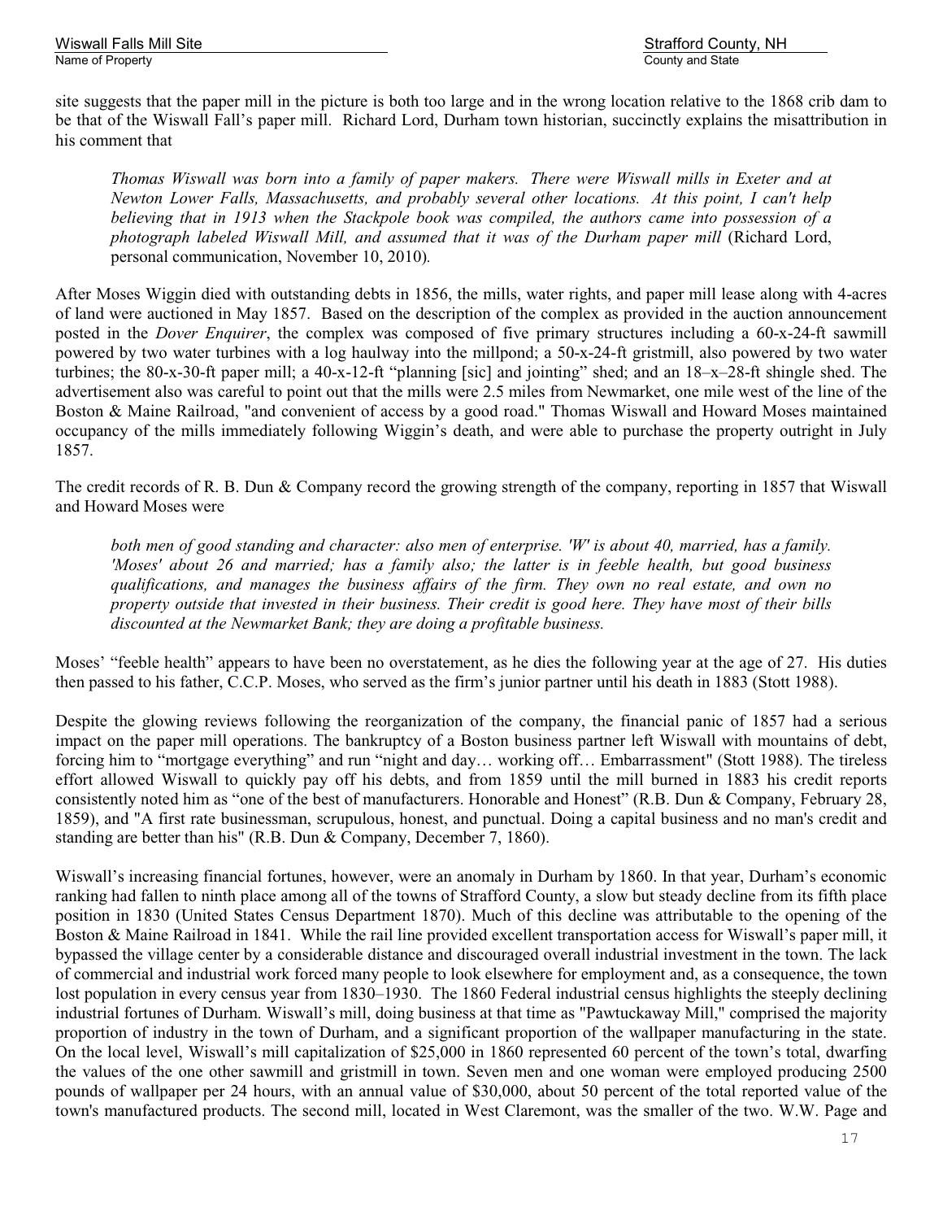site suggests that the paper mill in the picture is both too large and in the wrong location relative to the 1868 crib dam to be that of the Wiswall Fall's paper mill. Richard Lord, Durham town historian, succinctly explains the misattribution in his comment that

> *Thomas Wiswall was born into a family of paper makers. There were Wiswall mills in Exeter and at Newton Lower Falls, Massachusetts, and probably several other locations. At this point, I can't help believing that in 1913 when the Stackpole book was compiled, the authors came into possession of a photograph labeled Wiswall Mill, and assumed that it was of the Durham paper mill* (Richard Lord, personal communication, November 10, 2010).

After Moses Wiggin died with outstanding debts in 1856, the mills, water rights, and paper mill lease along with 4-acres of land were auctioned in May 1857. Based on the description of the complex as provided in the auction announcement posted in the *Dover Enquirer*, the complex was composed of five primary structures including a 60-x-24-ft sawmill powered by two water turbines with a log haulway into the millpond; a 50-x-24-ft gristmill, also powered by two water turbines; the 80-x-30-ft paper mill; a 40-x-12-ft "planning [sic] and jointing" shed; and an 18–x–28-ft shingle shed. The advertisement also was careful to point out that the mills were 2.5 miles from Newmarket, one mile west of the line of the Boston & Maine Railroad, "and convenient of access by a good road." Thomas Wiswall and Howard Moses maintained occupancy of the mills immediately following Wiggin's death, and were able to purchase the property outright in July 1857.

The credit records of R. B. Dun & Company record the growing strength of the company, reporting in 1857 that Wiswall and Howard Moses were

> *both men of good standing and character: also men of enterprise. 'W' is about 40, married, has a family. 'Moses' about 26 and married; has a family also; the latter is in feeble health, but good business qualifications, and manages the business affairs of the firm. They own no real estate, and own no property outside that invested in their business. Their credit is good here. They have most of their bills discounted at the Newmarket Bank; they are doing a profitable business.*

Moses' "feeble health" appears to have been no overstatement, as he dies the following year at the age of 27. His duties then passed to his father, C.C.P. Moses, who served as the firm's junior partner until his death in 1883 (Stott 1988).

Despite the glowing reviews following the reorganization of the company, the financial panic of 1857 had a serious impact on the paper mill operations. The bankruptcy of a Boston business partner left Wiswall with mountains of debt, forcing him to "mortgage everything" and run "night and day… working off… Embarrassment" (Stott 1988). The tireless effort allowed Wiswall to quickly pay off his debts, and from 1859 until the mill burned in 1883 his credit reports consistently noted him as "one of the best of manufacturers. Honorable and Honest" (R.B. Dun & Company, February 28, 1859), and "A first rate businessman, scrupulous, honest, and punctual. Doing a capital business and no man's credit and standing are better than his" (R.B. Dun & Company, December 7, 1860).

Wiswall's increasing financial fortunes, however, were an anomaly in Durham by 1860. In that year, Durham's economic ranking had fallen to ninth place among all of the towns of Strafford County, a slow but steady decline from its fifth place position in 1830 (United States Census Department 1870). Much of this decline was attributable to the opening of the Boston & Maine Railroad in 1841. While the rail line provided excellent transportation access for Wiswall's paper mill, it bypassed the village center by a considerable distance and discouraged overall industrial investment in the town. The lack of commercial and industrial work forced many people to look elsewhere for employment and, as a consequence, the town lost population in every census year from 1830–1930. The 1860 Federal industrial census highlights the steeply declining industrial fortunes of Durham. Wiswall's mill, doing business at that time as "Pawtuckaway Mill," comprised the majority proportion of industry in the town of Durham, and a significant proportion of the wallpaper manufacturing in the state. On the local level, Wiswall's mill capitalization of $25,000 in 1860 represented 60 percent of the town's total, dwarfing the values of the one other sawmill and gristmill in town. Seven men and one woman were employed producing 2500 pounds of wallpaper per 24 hours, with an annual value of $30,000, about 50 percent of the total reported value of the town's manufactured products. The second mill, located in West Claremont, was the smaller of the two. W.W. Page and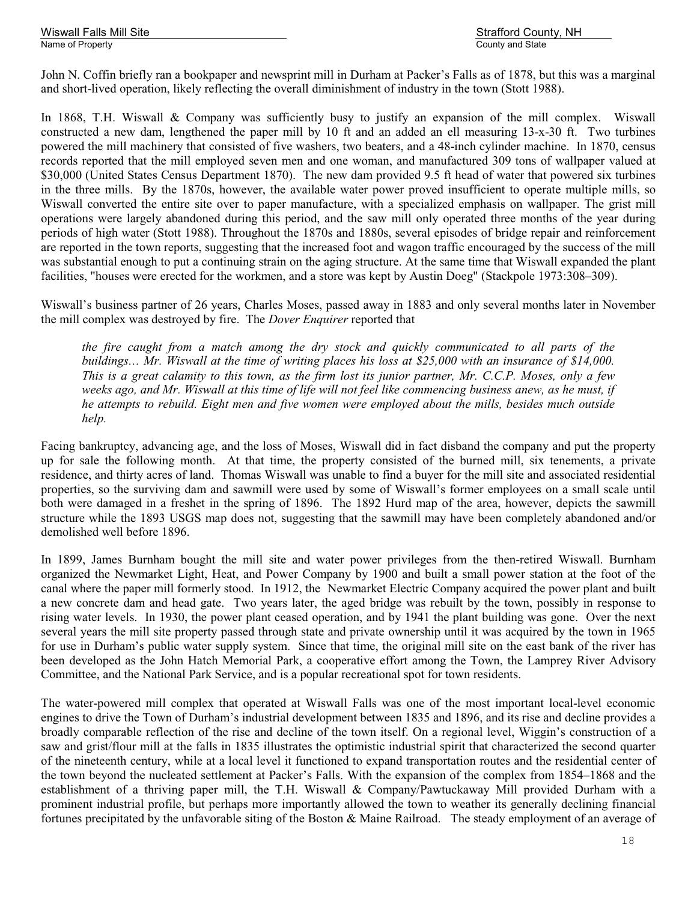John N. Coffin briefly ran a bookpaper and newsprint mill in Durham at Packer's Falls as of 1878, but this was a marginal and short-lived operation, likely reflecting the overall diminishment of industry in the town (Stott 1988).

In 1868, T.H. Wiswall & Company was sufficiently busy to justify an expansion of the mill complex. Wiswall constructed a new dam, lengthened the paper mill by 10 ft and an added an ell measuring 13-x-30 ft. Two turbines powered the mill machinery that consisted of five washers, two beaters, and a 48-inch cylinder machine. In 1870, census records reported that the mill employed seven men and one woman, and manufactured 309 tons of wallpaper valued at $30,000 (United States Census Department 1870). The new dam provided 9.5 ft head of water that powered six turbines in the three mills. By the 1870s, however, the available water power proved insufficient to operate multiple mills, so Wiswall converted the entire site over to paper manufacture, with a specialized emphasis on wallpaper. The grist mill operations were largely abandoned during this period, and the saw mill only operated three months of the year during periods of high water (Stott 1988). Throughout the 1870s and 1880s, several episodes of bridge repair and reinforcement are reported in the town reports, suggesting that the increased foot and wagon traffic encouraged by the success of the mill was substantial enough to put a continuing strain on the aging structure. At the same time that Wiswall expanded the plant facilities, "houses were erected for the workmen, and a store was kept by Austin Doeg" (Stackpole 1973:308–309).

Wiswall's business partner of 26 years, Charles Moses, passed away in 1883 and only several months later in November the mill complex was destroyed by fire. The *Dover Enquirer* reported that

> *the fire caught from a match among the dry stock and quickly communicated to all parts of the buildings… Mr. Wiswall at the time of writing places his loss at $25,000 with an insurance of $14,000. This is a great calamity to this town, as the firm lost its junior partner, Mr. C.C.P. Moses, only a few weeks ago, and Mr. Wiswall at this time of life will not feel like commencing business anew, as he must, if he attempts to rebuild. Eight men and five women were employed about the mills, besides much outside help.*

Facing bankruptcy, advancing age, and the loss of Moses, Wiswall did in fact disband the company and put the property up for sale the following month. At that time, the property consisted of the burned mill, six tenements, a private residence, and thirty acres of land. Thomas Wiswall was unable to find a buyer for the mill site and associated residential properties, so the surviving dam and sawmill were used by some of Wiswall's former employees on a small scale until both were damaged in a freshet in the spring of 1896. The 1892 Hurd map of the area, however, depicts the sawmill structure while the 1893 USGS map does not, suggesting that the sawmill may have been completely abandoned and/or demolished well before 1896.

In 1899, James Burnham bought the mill site and water power privileges from the then-retired Wiswall. Burnham organized the Newmarket Light, Heat, and Power Company by 1900 and built a small power station at the foot of the canal where the paper mill formerly stood. In 1912, the Newmarket Electric Company acquired the power plant and built a new concrete dam and head gate. Two years later, the aged bridge was rebuilt by the town, possibly in response to rising water levels. In 1930, the power plant ceased operation, and by 1941 the plant building was gone. Over the next several years the mill site property passed through state and private ownership until it was acquired by the town in 1965 for use in Durham's public water supply system. Since that time, the original mill site on the east bank of the river has been developed as the John Hatch Memorial Park, a cooperative effort among the Town, the Lamprey River Advisory Committee, and the National Park Service, and is a popular recreational spot for town residents.

The water-powered mill complex that operated at Wiswall Falls was one of the most important local-level economic engines to drive the Town of Durham's industrial development between 1835 and 1896, and its rise and decline provides a broadly comparable reflection of the rise and decline of the town itself. On a regional level, Wiggin's construction of a saw and grist/flour mill at the falls in 1835 illustrates the optimistic industrial spirit that characterized the second quarter of the nineteenth century, while at a local level it functioned to expand transportation routes and the residential center of the town beyond the nucleated settlement at Packer's Falls. With the expansion of the complex from 1854–1868 and the establishment of a thriving paper mill, the T.H. Wiswall & Company/Pawtuckaway Mill provided Durham with a prominent industrial profile, but perhaps more importantly allowed the town to weather its generally declining financial fortunes precipitated by the unfavorable siting of the Boston & Maine Railroad. The steady employment of an average of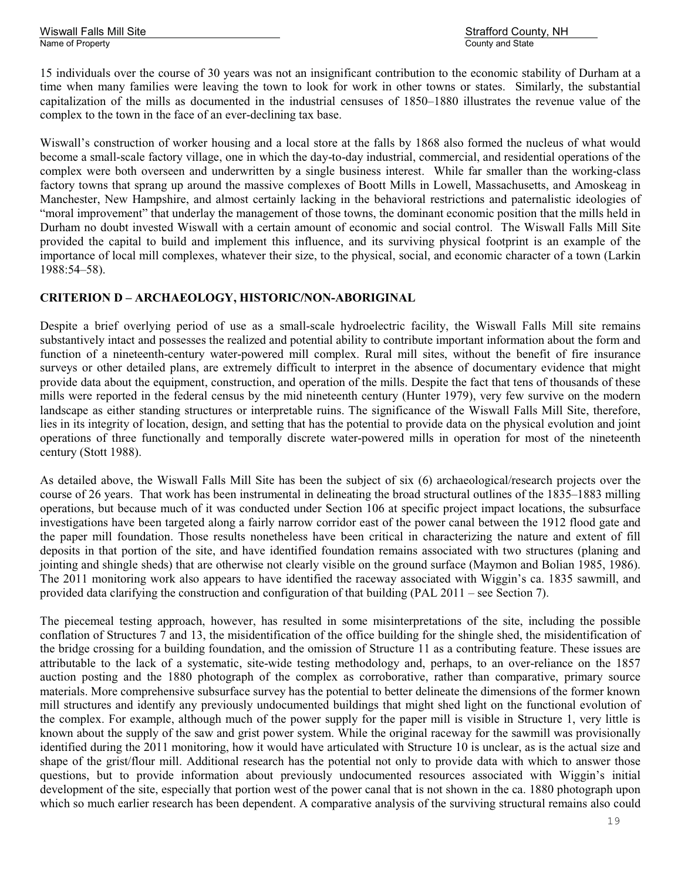15 individuals over the course of 30 years was not an insignificant contribution to the economic stability of Durham at a time when many families were leaving the town to look for work in other towns or states. Similarly, the substantial capitalization of the mills as documented in the industrial censuses of 1850–1880 illustrates the revenue value of the complex to the town in the face of an ever-declining tax base.

Wiswall's construction of worker housing and a local store at the falls by 1868 also formed the nucleus of what would become a small-scale factory village, one in which the day-to-day industrial, commercial, and residential operations of the complex were both overseen and underwritten by a single business interest. While far smaller than the working-class factory towns that sprang up around the massive complexes of Boott Mills in Lowell, Massachusetts, and Amoskeag in Manchester, New Hampshire, and almost certainly lacking in the behavioral restrictions and paternalistic ideologies of "moral improvement" that underlay the management of those towns, the dominant economic position that the mills held in Durham no doubt invested Wiswall with a certain amount of economic and social control. The Wiswall Falls Mill Site provided the capital to build and implement this influence, and its surviving physical footprint is an example of the importance of local mill complexes, whatever their size, to the physical, social, and economic character of a town (Larkin 1988:54–58).

## CRITERION D – ARCHAEOLOGY, HISTORIC/NON-ABORIGINAL

Despite a brief overlying period of use as a small-scale hydroelectric facility, the Wiswall Falls Mill site remains substantively intact and possesses the realized and potential ability to contribute important information about the form and function of a nineteenth-century water-powered mill complex. Rural mill sites, without the benefit of fire insurance surveys or other detailed plans, are extremely difficult to interpret in the absence of documentary evidence that might provide data about the equipment, construction, and operation of the mills. Despite the fact that tens of thousands of these mills were reported in the federal census by the mid nineteenth century (Hunter 1979), very few survive on the modern landscape as either standing structures or interpretable ruins. The significance of the Wiswall Falls Mill Site, therefore, lies in its integrity of location, design, and setting that has the potential to provide data on the physical evolution and joint operations of three functionally and temporally discrete water-powered mills in operation for most of the nineteenth century (Stott 1988).

As detailed above, the Wiswall Falls Mill Site has been the subject of six (6) archaeological/research projects over the course of 26 years. That work has been instrumental in delineating the broad structural outlines of the 1835–1883 milling operations, but because much of it was conducted under Section 106 at specific project impact locations, the subsurface investigations have been targeted along a fairly narrow corridor east of the power canal between the 1912 flood gate and the paper mill foundation. Those results nonetheless have been critical in characterizing the nature and extent of fill deposits in that portion of the site, and have identified foundation remains associated with two structures (planing and jointing and shingle sheds) that are otherwise not clearly visible on the ground surface (Maymon and Bolian 1985, 1986). The 2011 monitoring work also appears to have identified the raceway associated with Wiggin's ca. 1835 sawmill, and provided data clarifying the construction and configuration of that building (PAL 2011 – see Section 7).

The piecemeal testing approach, however, has resulted in some misinterpretations of the site, including the possible conflation of Structures 7 and 13, the misidentification of the office building for the shingle shed, the misidentification of the bridge crossing for a building foundation, and the omission of Structure 11 as a contributing feature. These issues are attributable to the lack of a systematic, site-wide testing methodology and, perhaps, to an over-reliance on the 1857 auction posting and the 1880 photograph of the complex as corroborative, rather than comparative, primary source materials. More comprehensive subsurface survey has the potential to better delineate the dimensions of the former known mill structures and identify any previously undocumented buildings that might shed light on the functional evolution of the complex. For example, although much of the power supply for the paper mill is visible in Structure 1, very little is known about the supply of the saw and grist power system. While the original raceway for the sawmill was provisionally identified during the 2011 monitoring, how it would have articulated with Structure 10 is unclear, as is the actual size and shape of the grist/flour mill. Additional research has the potential not only to provide data with which to answer those questions, but to provide information about previously undocumented resources associated with Wiggin's initial development of the site, especially that portion west of the power canal that is not shown in the ca. 1880 photograph upon which so much earlier research has been dependent. A comparative analysis of the surviving structural remains also could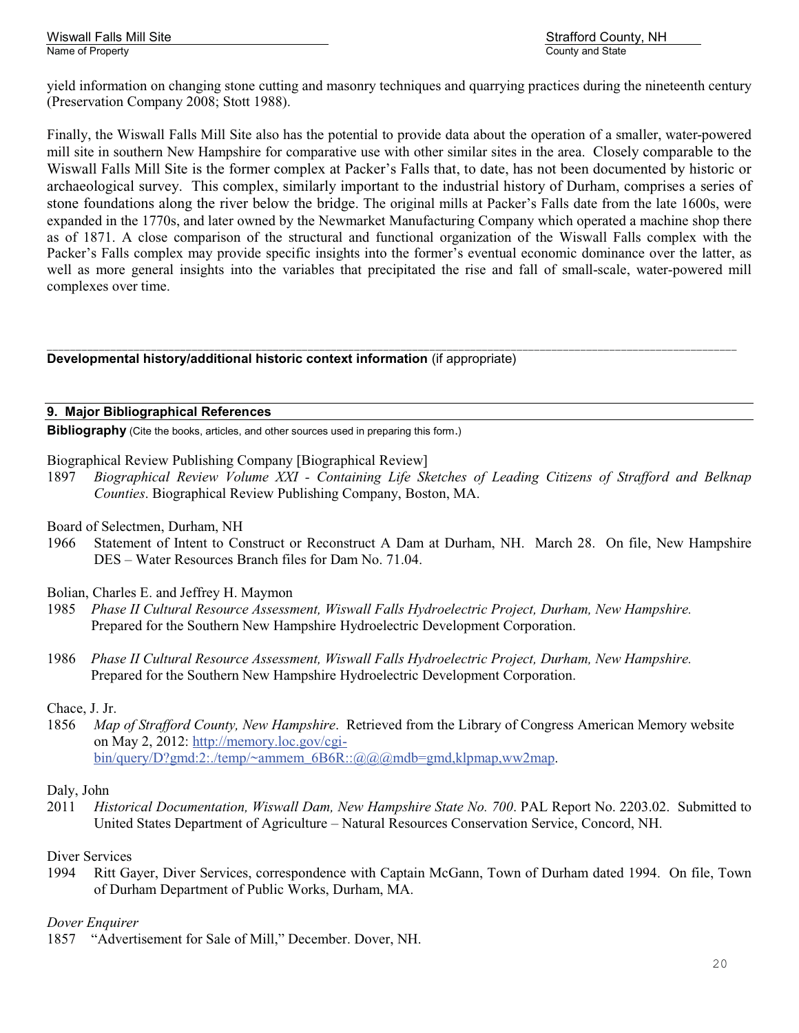yield information on changing stone cutting and masonry techniques and quarrying practices during the nineteenth century (Preservation Company 2008; Stott 1988).

Finally, the Wiswall Falls Mill Site also has the potential to provide data about the operation of a smaller, water-powered mill site in southern New Hampshire for comparative use with other similar sites in the area. Closely comparable to the Wiswall Falls Mill Site is the former complex at Packer's Falls that, to date, has not been documented by historic or archaeological survey. This complex, similarly important to the industrial history of Durham, comprises a series of stone foundations along the river below the bridge. The original mills at Packer's Falls date from the late 1600s, were expanded in the 1770s, and later owned by the Newmarket Manufacturing Company which operated a machine shop there as of 1871. A close comparison of the structural and functional organization of the Wiswall Falls complex with the Packer's Falls complex may provide specific insights into the former's eventual economic dominance over the latter, as well as more general insights into the variables that precipitated the rise and fall of small-scale, water-powered mill complexes over time.

---

**Developmental history/additional historic context information** (if appropriate)

## 9. Major Bibliographical References

**Bibliography** (Cite the books, articles, and other sources used in preparing this form.)

Biographical Review Publishing Company [Biographical Review]
1897 *Biographical Review Volume XXI - Containing Life Sketches of Leading Citizens of Strafford and Belknap Counties*. Biographical Review Publishing Company, Boston, MA.

Board of Selectmen, Durham, NH
1966 Statement of Intent to Construct or Reconstruct A Dam at Durham, NH. March 28. On file, New Hampshire DES – Water Resources Branch files for Dam No. 71.04.

Bolian, Charles E. and Jeffrey H. Maymon
1985 *Phase II Cultural Resource Assessment, Wiswall Falls Hydroelectric Project, Durham, New Hampshire.* Prepared for the Southern New Hampshire Hydroelectric Development Corporation.

1986 *Phase II Cultural Resource Assessment, Wiswall Falls Hydroelectric Project, Durham, New Hampshire.* Prepared for the Southern New Hampshire Hydroelectric Development Corporation.

Chace, J. Jr.
1856 *Map of Strafford County, New Hampshire*. Retrieved from the Library of Congress American Memory website on May 2, 2012: http://memory.loc.gov/cgi-bin/query/D?gmd:2:./temp/~ammem_6B6R::@@@mdb=gmd,klpmap,ww2map.

Daly, John
2011 *Historical Documentation, Wiswall Dam, New Hampshire State No. 700*. PAL Report No. 2203.02. Submitted to United States Department of Agriculture – Natural Resources Conservation Service, Concord, NH.

Diver Services
1994 Ritt Gayer, Diver Services, correspondence with Captain McGann, Town of Durham dated 1994. On file, Town of Durham Department of Public Works, Durham, MA.

*Dover Enquirer*
1857 "Advertisement for Sale of Mill," December. Dover, NH.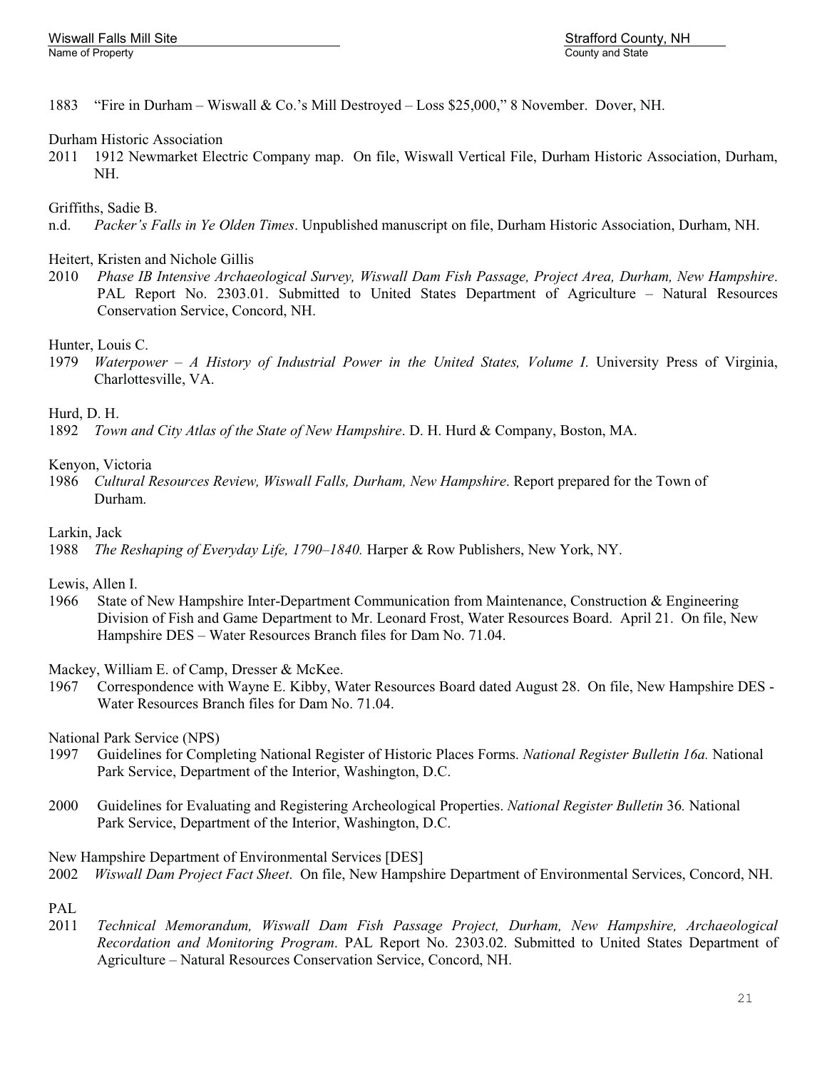1883 "Fire in Durham – Wiswall & Co.'s Mill Destroyed – Loss $25,000," 8 November. Dover, NH.

Durham Historic Association
2011 1912 Newmarket Electric Company map. On file, Wiswall Vertical File, Durham Historic Association, Durham, NH.

Griffiths, Sadie B.
n.d. *Packer's Falls in Ye Olden Times*. Unpublished manuscript on file, Durham Historic Association, Durham, NH.

Heitert, Kristen and Nichole Gillis
2010 *Phase IB Intensive Archaeological Survey, Wiswall Dam Fish Passage, Project Area, Durham, New Hampshire*. PAL Report No. 2303.01. Submitted to United States Department of Agriculture – Natural Resources Conservation Service, Concord, NH.

Hunter, Louis C.
1979 *Waterpower – A History of Industrial Power in the United States, Volume I*. University Press of Virginia, Charlottesville, VA.

Hurd, D. H.
1892 *Town and City Atlas of the State of New Hampshire*. D. H. Hurd & Company, Boston, MA.

Kenyon, Victoria
1986 *Cultural Resources Review, Wiswall Falls, Durham, New Hampshire*. Report prepared for the Town of Durham.

Larkin, Jack
1988 *The Reshaping of Everyday Life, 1790–1840.* Harper & Row Publishers, New York, NY.

Lewis, Allen I.
1966 State of New Hampshire Inter-Department Communication from Maintenance, Construction & Engineering Division of Fish and Game Department to Mr. Leonard Frost, Water Resources Board. April 21. On file, New Hampshire DES – Water Resources Branch files for Dam No. 71.04.

Mackey, William E. of Camp, Dresser & McKee.
1967 Correspondence with Wayne E. Kibby, Water Resources Board dated August 28. On file, New Hampshire DES - Water Resources Branch files for Dam No. 71.04.

National Park Service (NPS)
1997 Guidelines for Completing National Register of Historic Places Forms. *National Register Bulletin 16a.* National Park Service, Department of the Interior, Washington, D.C.

2000 Guidelines for Evaluating and Registering Archeological Properties. *National Register Bulletin* 36*.* National Park Service, Department of the Interior, Washington, D.C.

New Hampshire Department of Environmental Services [DES]
2002 *Wiswall Dam Project Fact Sheet*. On file, New Hampshire Department of Environmental Services, Concord, NH.

PAL
2011 *Technical Memorandum, Wiswall Dam Fish Passage Project, Durham, New Hampshire, Archaeological Recordation and Monitoring Program*. PAL Report No. 2303.02. Submitted to United States Department of Agriculture – Natural Resources Conservation Service, Concord, NH.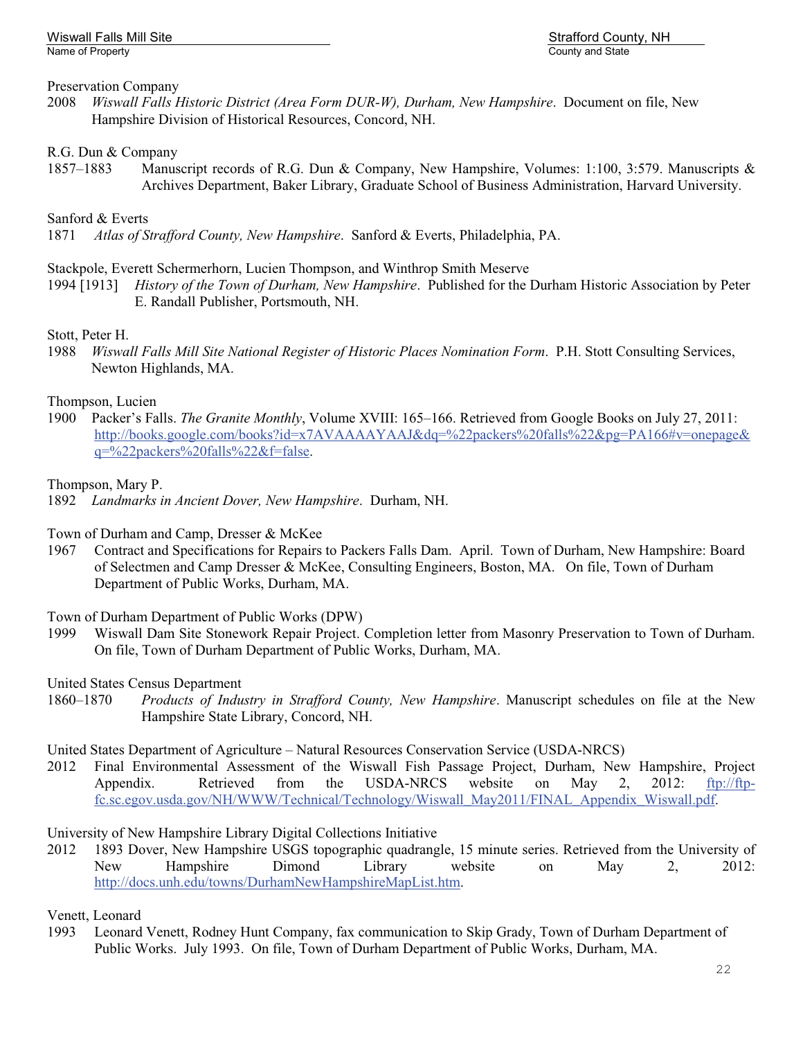Preservation Company
2008 *Wiswall Falls Historic District (Area Form DUR-W), Durham, New Hampshire*. Document on file, New Hampshire Division of Historical Resources, Concord, NH.

R.G. Dun & Company
1857–1883 Manuscript records of R.G. Dun & Company, New Hampshire, Volumes: 1:100, 3:579. Manuscripts & Archives Department, Baker Library, Graduate School of Business Administration, Harvard University.

Sanford & Everts
1871 *Atlas of Strafford County, New Hampshire*. Sanford & Everts, Philadelphia, PA.

Stackpole, Everett Schermerhorn, Lucien Thompson, and Winthrop Smith Meserve
1994 [1913] *History of the Town of Durham, New Hampshire*. Published for the Durham Historic Association by Peter E. Randall Publisher, Portsmouth, NH.

Stott, Peter H.
1988 *Wiswall Falls Mill Site National Register of Historic Places Nomination Form*. P.H. Stott Consulting Services, Newton Highlands, MA.

Thompson, Lucien
1900 Packer's Falls. *The Granite Monthly*, Volume XVIII: 165–166. Retrieved from Google Books on July 27, 2011: http://books.google.com/books?id=x7AVAAAAYAAJ&dq=%22packers%20falls%22&pg=PA166#v=onepage&q=%22packers%20falls%22&f=false.

Thompson, Mary P.
1892 *Landmarks in Ancient Dover, New Hampshire*. Durham, NH.

Town of Durham and Camp, Dresser & McKee
1967 Contract and Specifications for Repairs to Packers Falls Dam. April. Town of Durham, New Hampshire: Board of Selectmen and Camp Dresser & McKee, Consulting Engineers, Boston, MA. On file, Town of Durham Department of Public Works, Durham, MA.

Town of Durham Department of Public Works (DPW)
1999 Wiswall Dam Site Stonework Repair Project. Completion letter from Masonry Preservation to Town of Durham. On file, Town of Durham Department of Public Works, Durham, MA.

United States Census Department
1860–1870 *Products of Industry in Strafford County, New Hampshire*. Manuscript schedules on file at the New Hampshire State Library, Concord, NH.

United States Department of Agriculture – Natural Resources Conservation Service (USDA-NRCS)
2012 Final Environmental Assessment of the Wiswall Fish Passage Project, Durham, New Hampshire, Project Appendix. Retrieved from the USDA-NRCS website on May 2, 2012: ftp://ftp-fc.sc.egov.usda.gov/NH/WWW/Technical/Technology/Wiswall_May2011/FINAL_Appendix_Wiswall.pdf.

University of New Hampshire Library Digital Collections Initiative
2012 1893 Dover, New Hampshire USGS topographic quadrangle, 15 minute series. Retrieved from the University of New Hampshire Dimond Library website on May 2, 2012: http://docs.unh.edu/towns/DurhamNewHampshireMapList.htm.

Venett, Leonard
1993 Leonard Venett, Rodney Hunt Company, fax communication to Skip Grady, Town of Durham Department of Public Works. July 1993. On file, Town of Durham Department of Public Works, Durham, MA.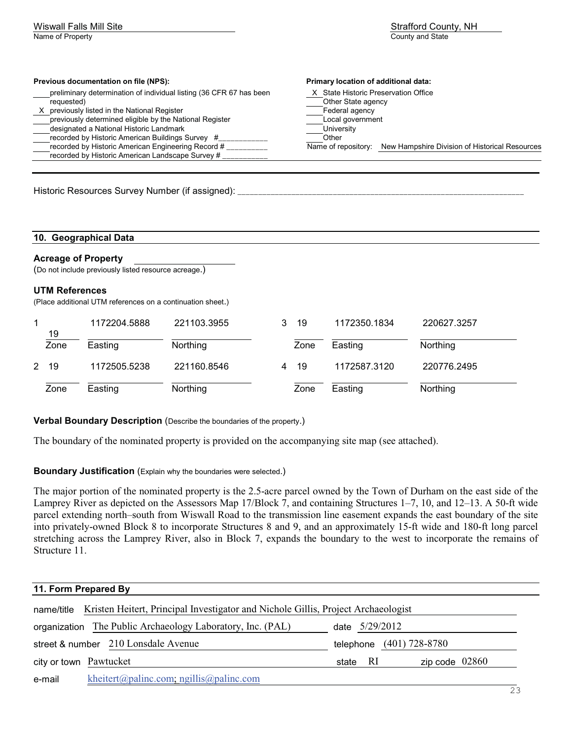Wiswall Falls Mill Site
Name of Property

Strafford County, NH
County and State

**Previous documentation on file (NPS):**

- ____ preliminary determination of individual listing (36 CFR 67 has been requested)
- X previously listed in the National Register
- ____ previously determined eligible by the National Register
- ____ designated a National Historic Landmark
- ____ recorded by Historic American Buildings Survey #___________
- ____ recorded by Historic American Engineering Record # _________
- ____ recorded by Historic American Landscape Survey # ___________

**Primary location of additional data:**

- X State Historic Preservation Office
- ____ Other State agency
- ____ Federal agency
- ____ Local government
- ____ University
- ____ Other

Name of repository: New Hampshire Division of Historical Resources

Historic Resources Survey Number (if assigned): ____________________________

## 10. Geographical Data

**Acreage of Property** ____________________
(Do not include previously listed resource acreage.)

**UTM References**
(Place additional UTM references on a continuation sheet.)

| | Zone | Easting | Northing | | Zone | Easting | Northing |
|---|---|---|---|---|---|---|---|
| 1 | 19 | 1172204.5888 | 221103.3955 | 3 | 19 | 1172350.1834 | 220627.3257 |
| 2 | 19 | 1172505.5238 | 221160.8546 | 4 | 19 | 1172587.3120 | 220776.2495 |

**Verbal Boundary Description** (Describe the boundaries of the property.)

The boundary of the nominated property is provided on the accompanying site map (see attached).

**Boundary Justification** (Explain why the boundaries were selected.)

The major portion of the nominated property is the 2.5-acre parcel owned by the Town of Durham on the east side of the Lamprey River as depicted on the Assessors Map 17/Block 7, and containing Structures 1–7, 10, and 12–13. A 50-ft wide parcel extending north–south from Wiswall Road to the transmission line easement expands the east boundary of the site into privately-owned Block 8 to incorporate Structures 8 and 9, and an approximately 15-ft wide and 180-ft long parcel stretching across the Lamprey River, also in Block 7, expands the boundary to the west to incorporate the remains of Structure 11.

## 11. Form Prepared By

name/title Kristen Heitert, Principal Investigator and Nichole Gillis, Project Archaeologist

organization The Public Archaeology Laboratory, Inc. (PAL) date 5/29/2012

street & number 210 Lonsdale Avenue telephone (401) 728-8780

city or town Pawtucket state RI zip code 02860

e-mail kheitert@palinc.com; ngillis@palinc.com